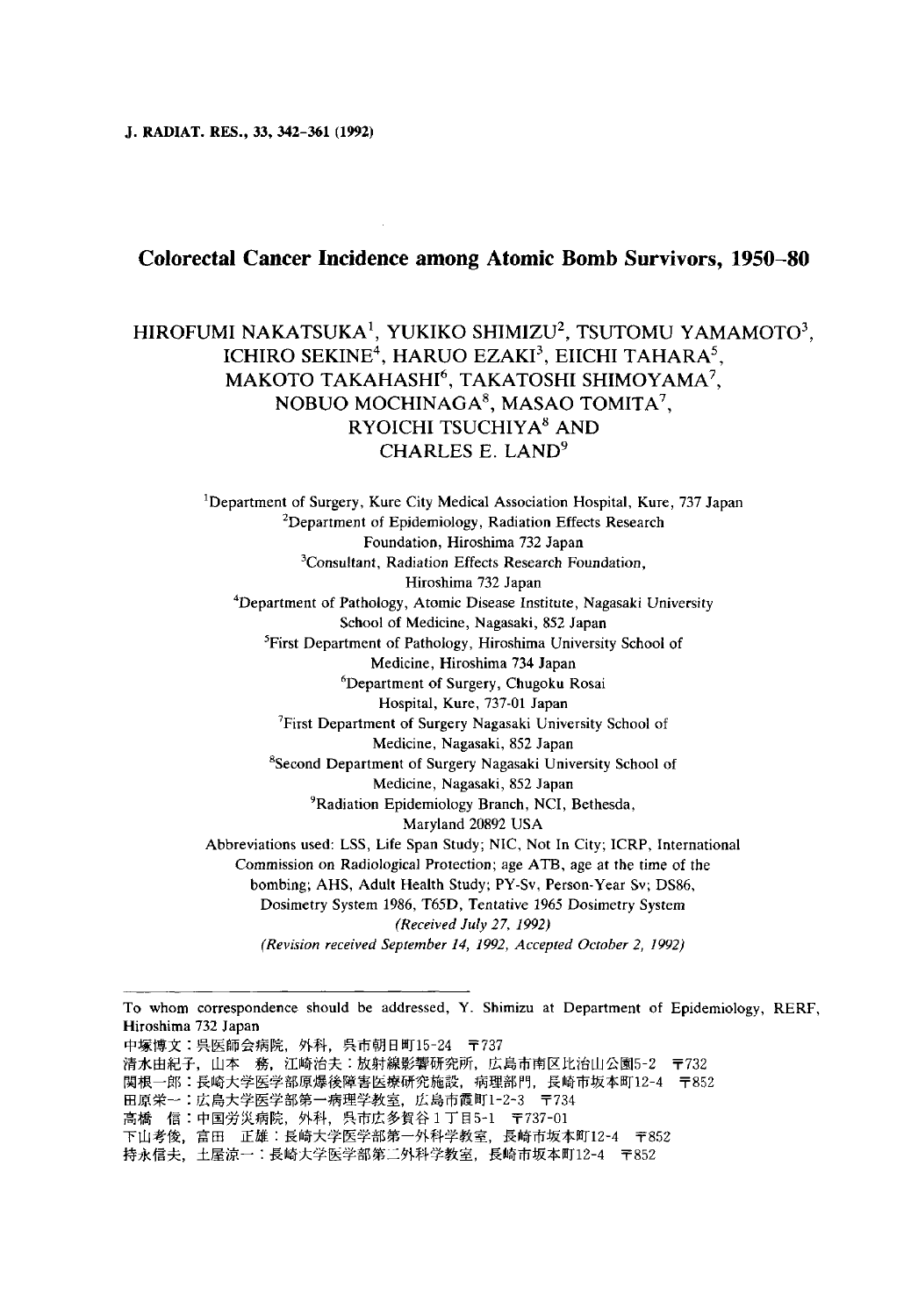J. RADIAT. RES., 33, 342-361 (1992)

# Colorectal Cancer Incidence among Atomic Bomb Survivors, 1950–80

HIROFUMI NAKATSUKA[1], YUKIKO SHIMIZU[2], TSUTOMU YAMAMOTO[3], ICHIRO SEKINE[4], HARUO EZAKI[3], EIICHI TAHARA[5], MAKOTO TAKAHASHI[6], TAKATOSHI SHIMOYAMA[7], NOBUO MOCHINAGA[8], MASAO TOMITA[7], RYOICHI TSUCHIYA[8] AND CHARLES E. LAND[9]

[1]Department of Surgery, Kure City Medical Association Hospital, Kure, 737 Japan
[2]Department of Epidemiology, Radiation Effects Research Foundation, Hiroshima 732 Japan
[3]Consultant, Radiation Effects Research Foundation, Hiroshima 732 Japan
[4]Department of Pathology, Atomic Disease Institute, Nagasaki University School of Medicine, Nagasaki, 852 Japan
[5]First Department of Pathology, Hiroshima University School of Medicine, Hiroshima 734 Japan
[6]Department of Surgery, Chugoku Rosai Hospital, Kure, 737-01 Japan
[7]First Department of Surgery Nagasaki University School of Medicine, Nagasaki, 852 Japan
[8]Second Department of Surgery Nagasaki University School of Medicine, Nagasaki, 852 Japan
[9]Radiation Epidemiology Branch, NCI, Bethesda, Maryland 20892 USA

Abbreviations used: LSS, Life Span Study; NIC, Not In City; ICRP, International Commission on Radiological Protection; age ATB, age at the time of the bombing; AHS, Adult Health Study; PY-Sv, Person-Year Sv; DS86, Dosimetry System 1986, T65D, Tentative 1965 Dosimetry System

*(Received July 27, 1992)*
*(Revision received September 14, 1992, Accepted October 2, 1992)*

---

To whom correspondence should be addressed, Y. Shimizu at Department of Epidemiology, RERF, Hiroshima 732 Japan

中塚博文：呉医師会病院，外科，呉市朝日町15-24　〒737
清水由紀子，山本　務，江崎治夫：放射線影響研究所，広島市南区比治山公園5-2　〒732
関根一郎：長崎大学医学部原爆後障害医療研究施設，病理部門，長崎市坂本町12-4　〒852
田原栄一：広島大学医学部第一病理学教室，広島市霞町1-2-3　〒734
高橋　信：中国労災病院，外科，呉市広多賀谷1丁目5-1　〒737-01
下山孝俊，富田　正雄：長崎大学医学部第一外科学教室，長崎市坂本町12-4　〒852
持永信夫，土屋凉一：長崎大学医学部第二外科学教室，長崎市坂本町12-4　〒852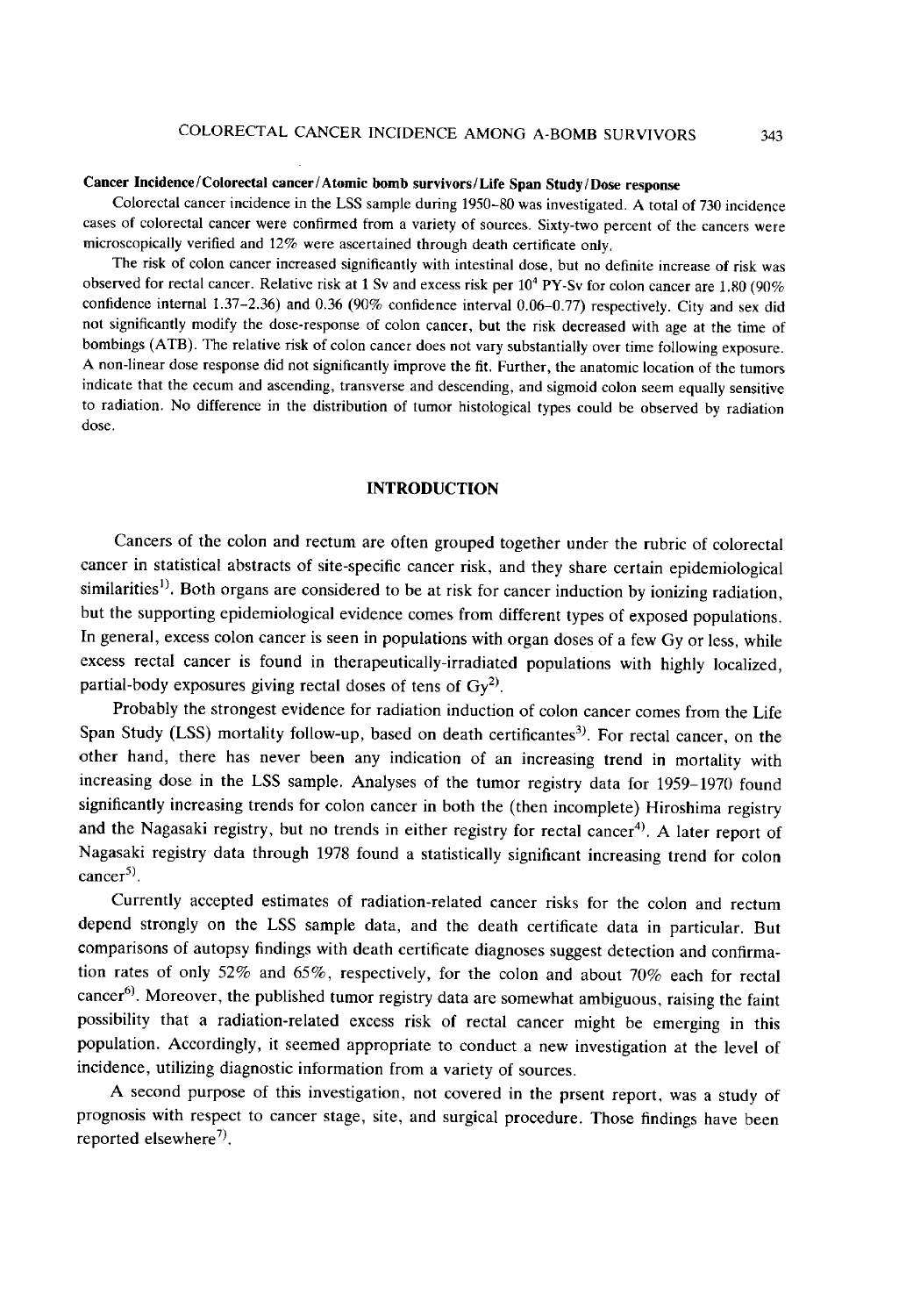**Cancer Incidence/Colorectal cancer/Atomic bomb survivors/Life Span Study/Dose response**

Colorectal cancer incidence in the LSS sample during 1950–80 was investigated. A total of 730 incidence cases of colorectal cancer were confirmed from a variety of sources. Sixty-two percent of the cancers were microscopically verified and 12% were ascertained through death certificate only.

The risk of colon cancer increased significantly with intestinal dose, but no definite increase of risk was observed for rectal cancer. Relative risk at 1 Sv and excess risk per $10^4$ PY-Sv for colon cancer are 1.80 (90% confidence internal 1.37–2.36) and 0.36 (90% confidence interval 0.06–0.77) respectively. City and sex did not significantly modify the dose-response of colon cancer, but the risk decreased with age at the time of bombings (ATB). The relative risk of colon cancer does not vary substantially over time following exposure. A non-linear dose response did not significantly improve the fit. Further, the anatomic location of the tumors indicate that the cecum and ascending, transverse and descending, and sigmoid colon seem equally sensitive to radiation. No difference in the distribution of tumor histological types could be observed by radiation dose.

## INTRODUCTION

Cancers of the colon and rectum are often grouped together under the rubric of colorectal cancer in statistical abstracts of site-specific cancer risk, and they share certain epidemiological similarities[1]. Both organs are considered to be at risk for cancer induction by ionizing radiation, but the supporting epidemiological evidence comes from different types of exposed populations. In general, excess colon cancer is seen in populations with organ doses of a few Gy or less, while excess rectal cancer is found in therapeutically-irradiated populations with highly localized, partial-body exposures giving rectal doses of tens of Gy[2].

Probably the strongest evidence for radiation induction of colon cancer comes from the Life Span Study (LSS) mortality follow-up, based on death certificantes[3]. For rectal cancer, on the other hand, there has never been any indication of an increasing trend in mortality with increasing dose in the LSS sample. Analyses of the tumor registry data for 1959–1970 found significantly increasing trends for colon cancer in both the (then incomplete) Hiroshima registry and the Nagasaki registry, but no trends in either registry for rectal cancer[4]. A later report of Nagasaki registry data through 1978 found a statistically significant increasing trend for colon cancer[5].

Currently accepted estimates of radiation-related cancer risks for the colon and rectum depend strongly on the LSS sample data, and the death certificate data in particular. But comparisons of autopsy findings with death certificate diagnoses suggest detection and confirmation rates of only 52% and 65%, respectively, for the colon and about 70% each for rectal cancer[6]. Moreover, the published tumor registry data are somewhat ambiguous, raising the faint possibility that a radiation-related excess risk of rectal cancer might be emerging in this population. Accordingly, it seemed appropriate to conduct a new investigation at the level of incidence, utilizing diagnostic information from a variety of sources.

A second purpose of this investigation, not covered in the prsent report, was a study of prognosis with respect to cancer stage, site, and surgical procedure. Those findings have been reported elsewhere[7].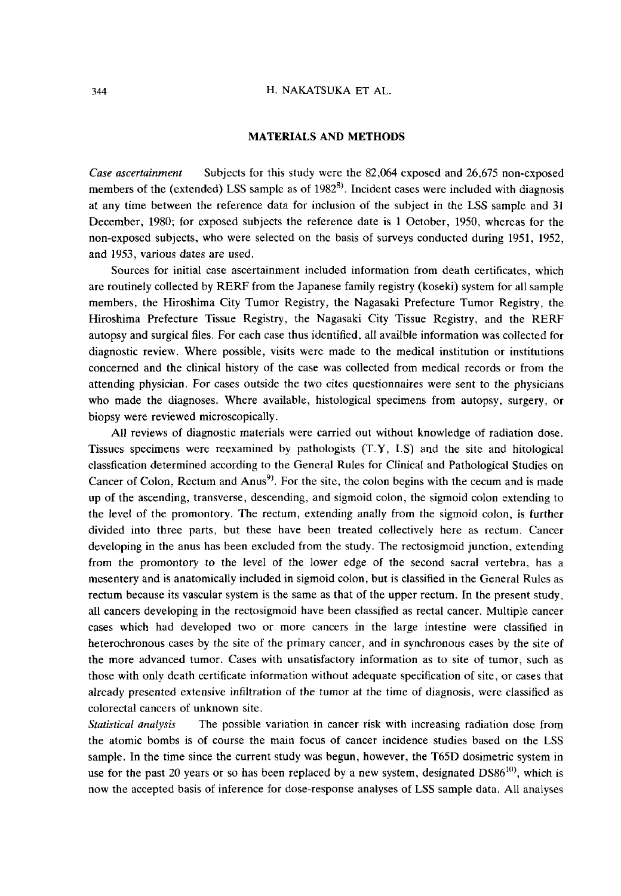## MATERIALS AND METHODS

*Case ascertainment* Subjects for this study were the 82,064 exposed and 26,675 non-exposed members of the (extended) LSS sample as of 1982[8]. Incident cases were included with diagnosis at any time between the reference data for inclusion of the subject in the LSS sample and 31 December, 1980; for exposed subjects the reference date is 1 October, 1950, whereas for the non-exposed subjects, who were selected on the basis of surveys conducted during 1951, 1952, and 1953, various dates are used.

Sources for initial case ascertainment included information from death certificates, which are routinely collected by RERF from the Japanese family registry (koseki) system for all sample members, the Hiroshima City Tumor Registry, the Nagasaki Prefecture Tumor Registry, the Hiroshima Prefecture Tissue Registry, the Nagasaki City Tissue Registry, and the RERF autopsy and surgical files. For each case thus identified, all availble information was collected for diagnostic review. Where possible, visits were made to the medical institution or institutions concerned and the clinical history of the case was collected from medical records or from the attending physician. For cases outside the two cites questionnaires were sent to the physicians who made the diagnoses. Where available, histological specimens from autopsy, surgery, or biopsy were reviewed microscopically.

All reviews of diagnostic materials were carried out without knowledge of radiation dose. Tissues specimens were reexamined by pathologists (T.Y, I.S) and the site and hitological classfication determined according to the General Rules for Clinical and Pathological Studies on Cancer of Colon, Rectum and Anus[9]. For the site, the colon begins with the cecum and is made up of the ascending, transverse, descending, and sigmoid colon, the sigmoid colon extending to the level of the promontory. The rectum, extending anally from the sigmoid colon, is further divided into three parts, but these have been treated collectively here as rectum. Cancer developing in the anus has been excluded from the study. The rectosigmoid junction, extending from the promontory to the level of the lower edge of the second sacral vertebra, has a mesentery and is anatomically included in sigmoid colon, but is classified in the General Rules as rectum because its vascular system is the same as that of the upper rectum. In the present study, all cancers developing in the rectosigmoid have been classified as rectal cancer. Multiple cancer cases which had developed two or more cancers in the large intestine were classified in heterochronous cases by the site of the primary cancer, and in synchronous cases by the site of the more advanced tumor. Cases with unsatisfactory information as to site of tumor, such as those with only death certificate information without adequate specification of site, or cases that already presented extensive infiltration of the tumor at the time of diagnosis, were classified as colorectal cancers of unknown site.

*Statistical analysis* The possible variation in cancer risk with increasing radiation dose from the atomic bombs is of course the main focus of cancer incidence studies based on the LSS sample. In the time since the current study was begun, however, the T65D dosimetric system in use for the past 20 years or so has been replaced by a new system, designated DS86[10], which is now the accepted basis of inference for dose-response analyses of LSS sample data. All analyses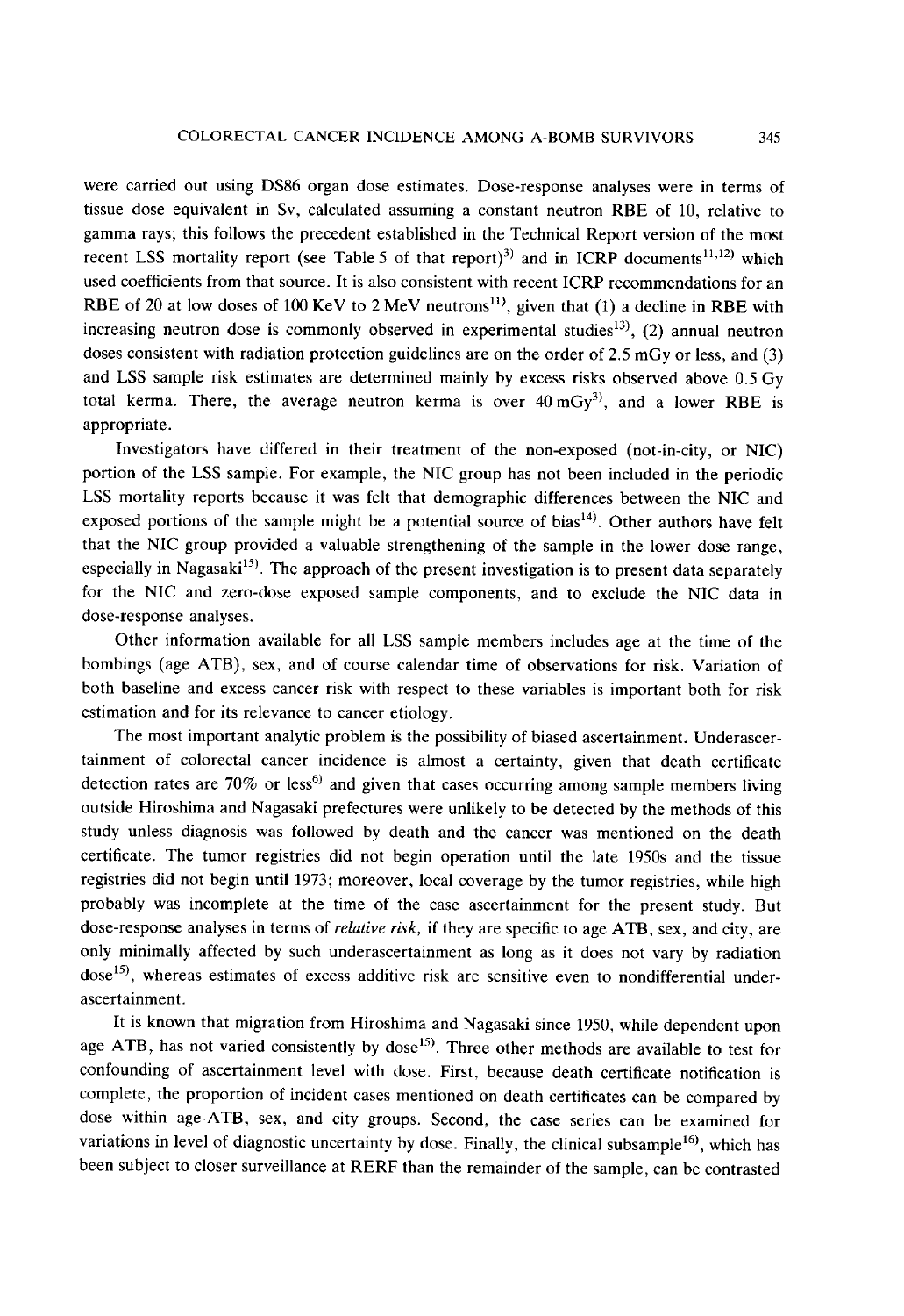were carried out using DS86 organ dose estimates. Dose-response analyses were in terms of tissue dose equivalent in Sv, calculated assuming a constant neutron RBE of 10, relative to gamma rays; this follows the precedent established in the Technical Report version of the most recent LSS mortality report (see Table 5 of that report)[3] and in ICRP documents[11,12] which used coefficients from that source. It is also consistent with recent ICRP recommendations for an RBE of 20 at low doses of 100 KeV to 2 MeV neutrons[11], given that (1) a decline in RBE with increasing neutron dose is commonly observed in experimental studies[13], (2) annual neutron doses consistent with radiation protection guidelines are on the order of 2.5 mGy or less, and (3) and LSS sample risk estimates are determined mainly by excess risks observed above 0.5 Gy total kerma. There, the average neutron kerma is over 40 mGy[3], and a lower RBE is appropriate.

Investigators have differed in their treatment of the non-exposed (not-in-city, or NIC) portion of the LSS sample. For example, the NIC group has not been included in the periodic LSS mortality reports because it was felt that demographic differences between the NIC and exposed portions of the sample might be a potential source of bias[14]. Other authors have felt that the NIC group provided a valuable strengthening of the sample in the lower dose range, especially in Nagasaki[15]. The approach of the present investigation is to present data separately for the NIC and zero-dose exposed sample components, and to exclude the NIC data in dose-response analyses.

Other information available for all LSS sample members includes age at the time of the bombings (age ATB), sex, and of course calendar time of observations for risk. Variation of both baseline and excess cancer risk with respect to these variables is important both for risk estimation and for its relevance to cancer etiology.

The most important analytic problem is the possibility of biased ascertainment. Underascertainment of colorectal cancer incidence is almost a certainty, given that death certificate detection rates are 70% or less[6] and given that cases occurring among sample members living outside Hiroshima and Nagasaki prefectures were unlikely to be detected by the methods of this study unless diagnosis was followed by death and the cancer was mentioned on the death certificate. The tumor registries did not begin operation until the late 1950s and the tissue registries did not begin until 1973; moreover, local coverage by the tumor registries, while high probably was incomplete at the time of the case ascertainment for the present study. But dose-response analyses in terms of *relative risk*, if they are specific to age ATB, sex, and city, are only minimally affected by such underascertainment as long as it does not vary by radiation dose[15], whereas estimates of excess additive risk are sensitive even to nondifferential underascertainment.

It is known that migration from Hiroshima and Nagasaki since 1950, while dependent upon age ATB, has not varied consistently by dose[15]. Three other methods are available to test for confounding of ascertainment level with dose. First, because death certificate notification is complete, the proportion of incident cases mentioned on death certificates can be compared by dose within age-ATB, sex, and city groups. Second, the case series can be examined for variations in level of diagnostic uncertainty by dose. Finally, the clinical subsample[16], which has been subject to closer surveillance at RERF than the remainder of the sample, can be contrasted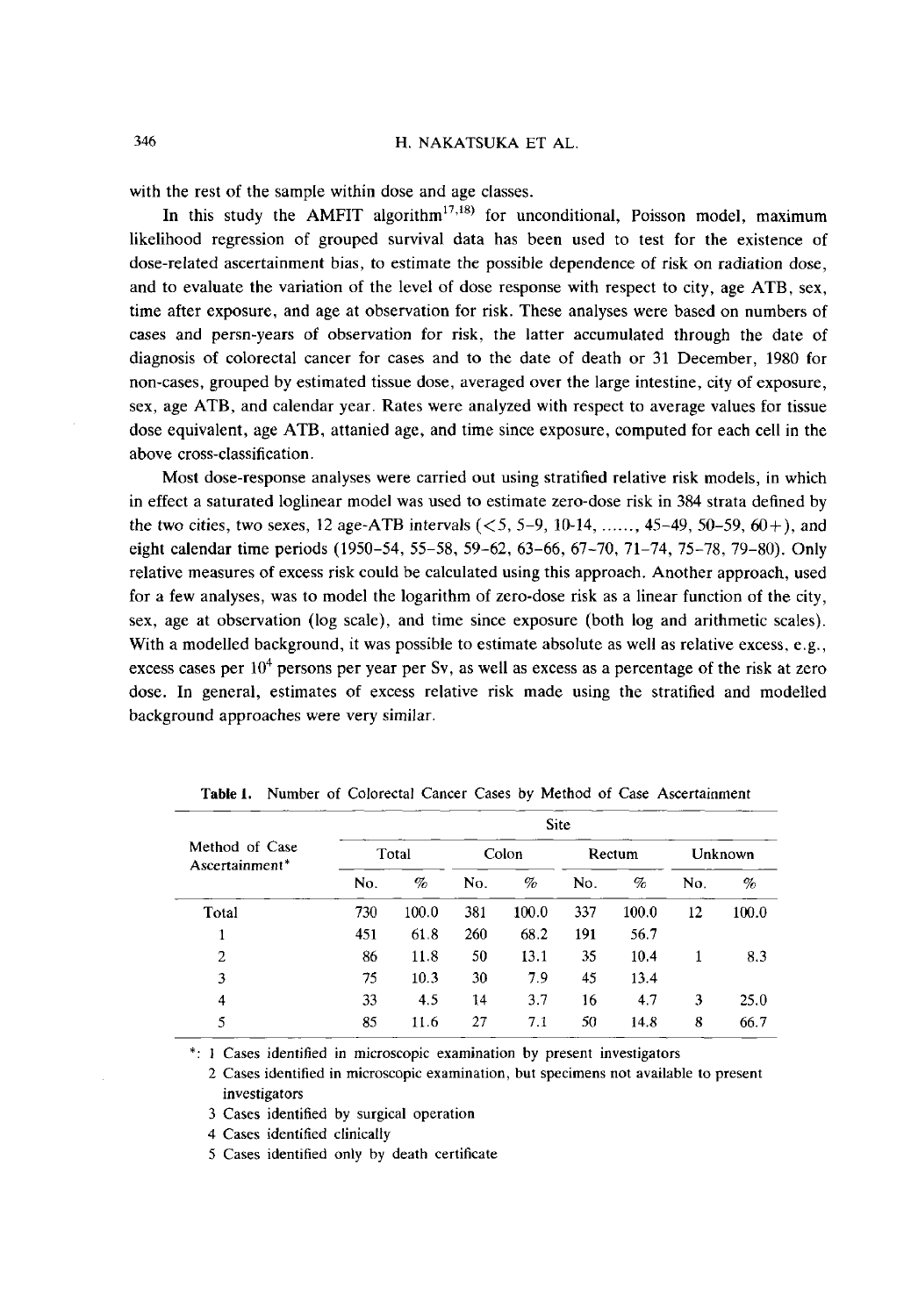with the rest of the sample within dose and age classes.

In this study the AMFIT algorithm[17,18] for unconditional, Poisson model, maximum likelihood regression of grouped survival data has been used to test for the existence of dose-related ascertainment bias, to estimate the possible dependence of risk on radiation dose, and to evaluate the variation of the level of dose response with respect to city, age ATB, sex, time after exposure, and age at observation for risk. These analyses were based on numbers of cases and persn-years of observation for risk, the latter accumulated through the date of diagnosis of colorectal cancer for cases and to the date of death or 31 December, 1980 for non-cases, grouped by estimated tissue dose, averaged over the large intestine, city of exposure, sex, age ATB, and calendar year. Rates were analyzed with respect to average values for tissue dose equivalent, age ATB, attanied age, and time since exposure, computed for each cell in the above cross-classification.

Most dose-response analyses were carried out using stratified relative risk models, in which in effect a saturated loglinear model was used to estimate zero-dose risk in 384 strata defined by the two cities, two sexes, 12 age-ATB intervals (<5, 5–9, 10-14, ......, 45–49, 50–59, 60+), and eight calendar time periods (1950–54, 55–58, 59–62, 63–66, 67–70, 71–74, 75–78, 79–80). Only relative measures of excess risk could be calculated using this approach. Another approach, used for a few analyses, was to model the logarithm of zero-dose risk as a linear function of the city, sex, age at observation (log scale), and time since exposure (both log and arithmetic scales). With a modelled background, it was possible to estimate absolute as well as relative excess, e.g., excess cases per $10^4$ persons per year per Sv, as well as excess as a percentage of the risk at zero dose. In general, estimates of excess relative risk made using the stratified and modelled background approaches were very similar.

**Table 1.** Number of Colorectal Cancer Cases by Method of Case Ascertainment

| Method of Case Ascertainment* | Site | | | | | | | |
|---|---|---|---|---|---|---|---|---|
| | Total | | Colon | | Rectum | | Unknown | |
| | No. | % | No. | % | No. | % | No. | % |
| Total | 730 | 100.0 | 381 | 100.0 | 337 | 100.0 | 12 | 100.0 |
| 1 | 451 | 61.8 | 260 | 68.2 | 191 | 56.7 | | |
| 2 | 86 | 11.8 | 50 | 13.1 | 35 | 10.4 | 1 | 8.3 |
| 3 | 75 | 10.3 | 30 | 7.9 | 45 | 13.4 | | |
| 4 | 33 | 4.5 | 14 | 3.7 | 16 | 4.7 | 3 | 25.0 |
| 5 | 85 | 11.6 | 27 | 7.1 | 50 | 14.8 | 8 | 66.7 |

*: 1 Cases identified in microscopic examination by present investigators
2 Cases identified in microscopic examination, but specimens not available to present investigators
3 Cases identified by surgical operation
4 Cases identified clinically
5 Cases identified only by death certificate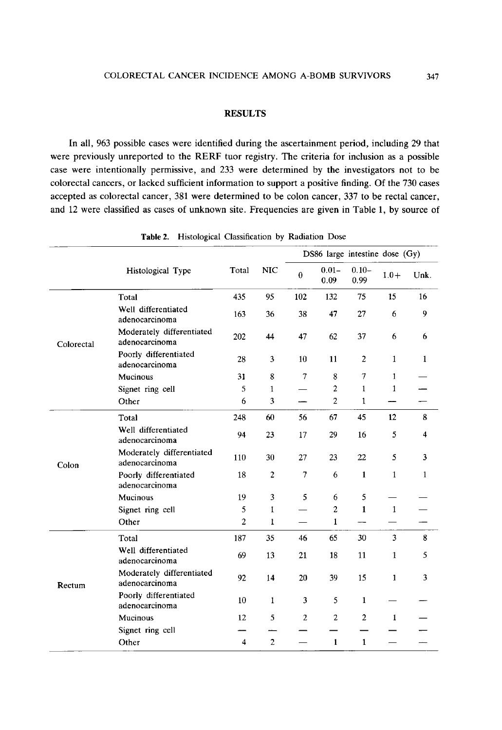## RESULTS

In all, 963 possible cases were identified during the ascertainment period, including 29 that were previously unreported to the RERF tuor registry. The criteria for inclusion as a possible case were intentionally permissive, and 233 were determined by the investigators not to be colorectal cancers, or lacked sufficient information to support a positive finding. Of the 730 cases accepted as colorectal cancer, 381 were determined to be colon cancer, 337 to be rectal cancer, and 12 were classified as cases of unknown site. Frequencies are given in Table 1, by source of

**Table 2.** Histological Classification by Radiation Dose

| | Histological Type | Total | NIC | DS86 large intestine dose (Gy) | | | | |
|---|---|---|---|---|---|---|---|---|
| | | | | 0 | 0.01–0.09 | 0.10–0.99 | 1.0+ | Unk. |
| Colorectal | Total | 435 | 95 | 102 | 132 | 75 | 15 | 16 |
| | Well differentiated adenocarcinoma | 163 | 36 | 38 | 47 | 27 | 6 | 9 |
| | Moderately differentiated adenocarcinoma | 202 | 44 | 47 | 62 | 37 | 6 | 6 |
| | Poorly differentiated adenocarcinoma | 28 | 3 | 10 | 11 | 2 | 1 | 1 |
| | Mucinous | 31 | 8 | 7 | 8 | 7 | 1 | — |
| | Signet ring cell | 5 | 1 | — | 2 | 1 | 1 | — |
| | Other | 6 | 3 | — | 2 | 1 | — | — |
| Colon | Total | 248 | 60 | 56 | 67 | 45 | 12 | 8 |
| | Well differentiated adenocarcinoma | 94 | 23 | 17 | 29 | 16 | 5 | 4 |
| | Moderately differentiated adenocarcinoma | 110 | 30 | 27 | 23 | 22 | 5 | 3 |
| | Poorly differentiated adenocarcinoma | 18 | 2 | 7 | 6 | 1 | 1 | 1 |
| | Mucinous | 19 | 3 | 5 | 6 | 5 | — | — |
| | Signet ring cell | 5 | 1 | — | 2 | 1 | 1 | — |
| | Other | 2 | 1 | — | 1 | — | — | — |
| Rectum | Total | 187 | 35 | 46 | 65 | 30 | 3 | 8 |
| | Well differentiated adenocarcinoma | 69 | 13 | 21 | 18 | 11 | 1 | 5 |
| | Moderately differentiated adenocarcinoma | 92 | 14 | 20 | 39 | 15 | 1 | 3 |
| | Poorly differentiated adenocarcinoma | 10 | 1 | 3 | 5 | 1 | — | — |
| | Mucinous | 12 | 5 | 2 | 2 | 2 | 1 | — |
| | Signet ring cell | — | — | — | — | — | — | — |
| | Other | 4 | 2 | — | 1 | 1 | — | — |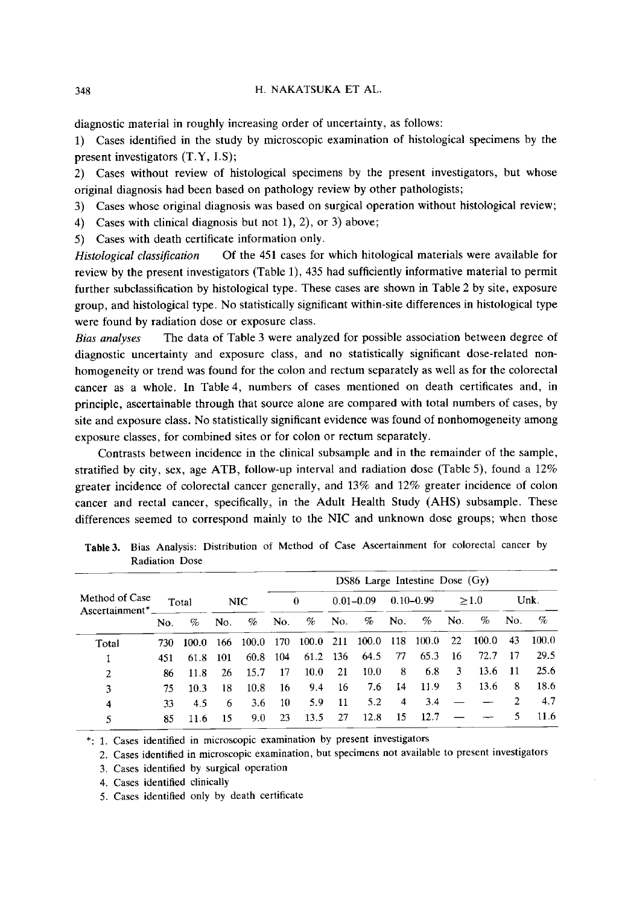diagnostic material in roughly increasing order of uncertainty, as follows:

1) Cases identified in the study by microscopic examination of histological specimens by the present investigators (T.Y, I.S);
2) Cases without review of histological specimens by the present investigators, but whose original diagnosis had been based on pathology review by other pathologists;
3) Cases whose original diagnosis was based on surgical operation without histological review;
4) Cases with clinical diagnosis but not 1), 2), or 3) above;
5) Cases with death certificate information only.

*Histological classification* Of the 451 cases for which hitological materials were available for review by the present investigators (Table 1), 435 had sufficiently informative material to permit further subclassification by histological type. These cases are shown in Table 2 by site, exposure group, and histological type. No statistically significant within-site differences in histological type were found by radiation dose or exposure class.

*Bias analyses* The data of Table 3 were analyzed for possible association between degree of diagnostic uncertainty and exposure class, and no statistically significant dose-related non-homogeneity or trend was found for the colon and rectum separately as well as for the colorectal cancer as a whole. In Table 4, numbers of cases mentioned on death certificates and, in principle, ascertainable through that source alone are compared with total numbers of cases, by site and exposure class. No statistically significant evidence was found of nonhomogeneity among exposure classes, for combined sites or for colon or rectum separately.

Contrasts between incidence in the clinical subsample and in the remainder of the sample, stratified by city, sex, age ATB, follow-up interval and radiation dose (Table 5), found a 12% greater incidence of colorectal cancer generally, and 13% and 12% greater incidence of colon cancer and rectal cancer, specifically, in the Adult Health Study (AHS) subsample. These differences seemed to correspond mainly to the NIC and unknown dose groups; when those

**Table 3.** Bias Analysis: Distribution of Method of Case Ascertainment for colorectal cancer by Radiation Dose

| Method of Case Ascertainment* | Total | | NIC | | DS86 Large Intestine Dose (Gy) | | | | | | | | | | | |
|---|---|---|---|---|---|---|---|---|---|---|---|---|---|---|---|---|
| | | | | | 0 | | 0.01–0.09 | | 0.10–0.99 | | ≥1.0 | | Unk. | | | |
| | No. | % | No. | % | No. | % | No. | % | No. | % | No. | % | No. | % | | |
| Total | 730 | 100.0 | 166 | 100.0 | 170 | 100.0 | 211 | 100.0 | 118 | 100.0 | 22 | 100.0 | 43 | 100.0 | | |
| 1 | 451 | 61.8 | 101 | 60.8 | 104 | 61.2 | 136 | 64.5 | 77 | 65.3 | 16 | 72.7 | 17 | 29.5 | | |
| 2 | 86 | 11.8 | 26 | 15.7 | 17 | 10.0 | 21 | 10.0 | 8 | 6.8 | 3 | 13.6 | 11 | 25.6 | | |
| 3 | 75 | 10.3 | 18 | 10.8 | 16 | 9.4 | 16 | 7.6 | 14 | 11.9 | 3 | 13.6 | 8 | 18.6 | | |
| 4 | 33 | 4.5 | 6 | 3.6 | 10 | 5.9 | 11 | 5.2 | 4 | 3.4 | — | — | 2 | 4.7 | | |
| 5 | 85 | 11.6 | 15 | 9.0 | 23 | 13.5 | 27 | 12.8 | 15 | 12.7 | — | — | 5 | 11.6 | | |

*: 1. Cases identified in microscopic examination by present investigators
2. Cases identified in microscopic examination, but specimens not available to present investigators
3. Cases identified by surgical operation
4. Cases identified clinically
5. Cases identified only by death certificate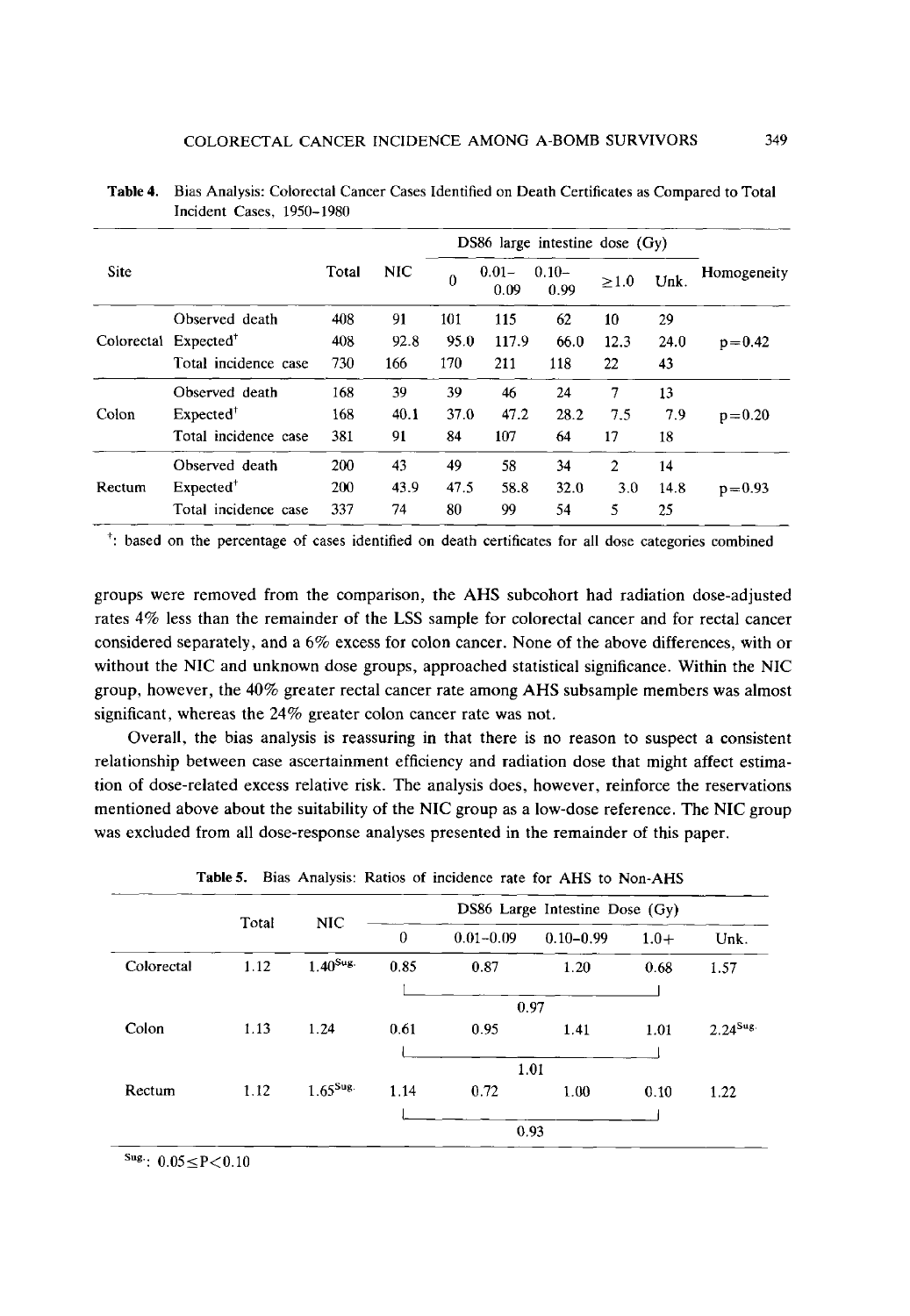**Table 4.** Bias Analysis: Colorectal Cancer Cases Identified on Death Certificates as Compared to Total Incident Cases, 1950–1980

| Site | | Total | NIC | DS86 large intestine dose (Gy) | | | | | Homogeneity |
|---|---|---|---|---|---|---|---|---|---|
| | | | | 0 | 0.01–0.09 | 0.10–0.99 | ≥1.0 | Unk. | |
| Colorectal | Observed death | 408 | 91 | 101 | 115 | 62 | 10 | 29 | |
| | Expected[†] | 408 | 92.8 | 95.0 | 117.9 | 66.0 | 12.3 | 24.0 | p=0.42 |
| | Total incidence case | 730 | 166 | 170 | 211 | 118 | 22 | 43 | |
| Colon | Observed death | 168 | 39 | 39 | 46 | 24 | 7 | 13 | |
| | Expected[†] | 168 | 40.1 | 37.0 | 47.2 | 28.2 | 7.5 | 7.9 | p=0.20 |
| | Total incidence case | 381 | 91 | 84 | 107 | 64 | 17 | 18 | |
| Rectum | Observed death | 200 | 43 | 49 | 58 | 34 | 2 | 14 | |
| | Expected[†] | 200 | 43.9 | 47.5 | 58.8 | 32.0 | 3.0 | 14.8 | p=0.93 |
| | Total incidence case | 337 | 74 | 80 | 99 | 54 | 5 | 25 | |

[†]: based on the percentage of cases identified on death certificates for all dose categories combined

groups were removed from the comparison, the AHS subcohort had radiation dose-adjusted rates 4% less than the remainder of the LSS sample for colorectal cancer and for rectal cancer considered separately, and a 6% excess for colon cancer. None of the above differences, with or without the NIC and unknown dose groups, approached statistical significance. Within the NIC group, however, the 40% greater rectal cancer rate among AHS subsample members was almost significant, whereas the 24% greater colon cancer rate was not.

Overall, the bias analysis is reassuring in that there is no reason to suspect a consistent relationship between case ascertainment efficiency and radiation dose that might affect estimation of dose-related excess relative risk. The analysis does, however, reinforce the reservations mentioned above about the suitability of the NIC group as a low-dose reference. The NIC group was excluded from all dose-response analyses presented in the remainder of this paper.

**Table 5.** Bias Analysis: Ratios of incidence rate for AHS to Non-AHS

| | Total | NIC | DS86 Large Intestine Dose (Gy) | | | | |
|---|---|---|---|---|---|---|---|
| | | | 0 | 0.01–0.09 | 0.10–0.99 | 1.0+ | Unk. |
| Colorectal | 1.12 | 1.40[Sug.] | 0.85 | 0.87 | 1.20 | 0.68 | 1.57 |
| | | | 0.97 (0 to 1.0+ combined) | | | | |
| Colon | 1.13 | 1.24 | 0.61 | 0.95 | 1.41 | 1.01 | 2.24[Sug.] |
| | | | 1.01 (0 to 1.0+ combined) | | | | |
| Rectum | 1.12 | 1.65[Sug.] | 1.14 | 0.72 | 1.00 | 0.10 | 1.22 |
| | | | 0.93 (0 to 1.0+ combined) | | | | |

[Sug.]: 0.05≤P<0.10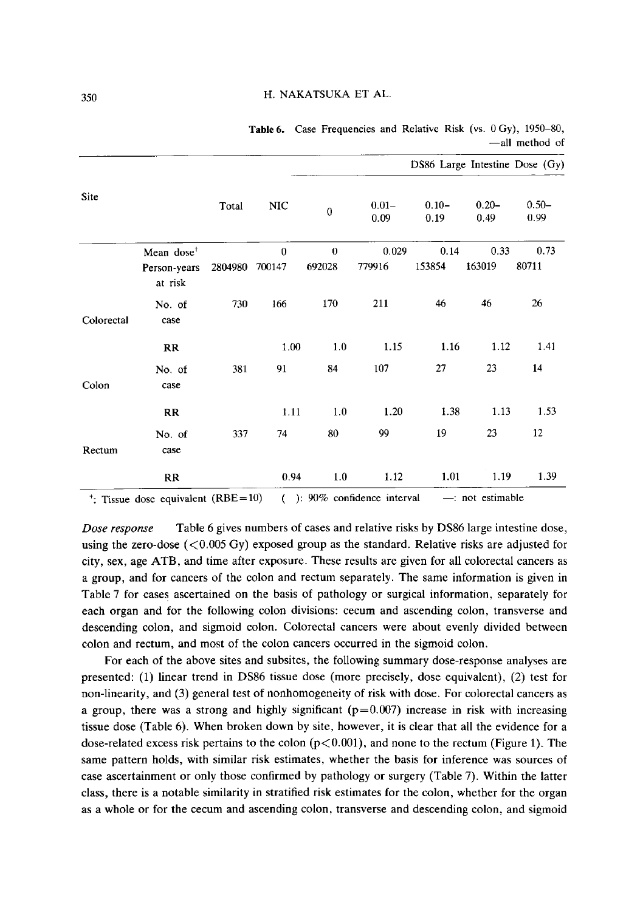**Table 6.** Case Frequencies and Relative Risk (vs. 0 Gy), 1950–80, —all method of

| Site | | Total | NIC | DS86 Large Intestine Dose (Gy) 0 | 0.01–0.09 | 0.10–0.19 | 0.20–0.49 | 0.50–0.99 |
|---|---|---|---|---|---|---|---|---|
| | Mean dose[†] | | 0 | 0 | 0.029 | 0.14 | 0.33 | 0.73 |
| | Person-years at risk | 2804980 | 700147 | 692028 | 779916 | 153854 | 163019 | 80711 |
| Colorectal | No. of case | 730 | 166 | 170 | 211 | 46 | 46 | 26 |
| | RR | | 1.00 | 1.0 | 1.15 | 1.16 | 1.12 | 1.41 |
| Colon | No. of case | 381 | 91 | 84 | 107 | 27 | 23 | 14 |
| | RR | | 1.11 | 1.0 | 1.20 | 1.38 | 1.13 | 1.53 |
| Rectum | No. of case | 337 | 74 | 80 | 99 | 19 | 23 | 12 |
| | RR | | 0.94 | 1.0 | 1.12 | 1.01 | 1.19 | 1.39 |

[†]: Tissue dose equivalent (RBE=10)  ( ): 90% confidence interval  —: not estimable

*Dose response*  Table 6 gives numbers of cases and relative risks by DS86 large intestine dose, using the zero-dose (<0.005 Gy) exposed group as the standard. Relative risks are adjusted for city, sex, age ATB, and time after exposure. These results are given for all colorectal cancers as a group, and for cancers of the colon and rectum separately. The same information is given in Table 7 for cases ascertained on the basis of pathology or surgical information, separately for each organ and for the following colon divisions: cecum and ascending colon, transverse and descending colon, and sigmoid colon. Colorectal cancers were about evenly divided between colon and rectum, and most of the colon cancers occurred in the sigmoid colon.

For each of the above sites and subsites, the following summary dose-response analyses are presented: (1) linear trend in DS86 tissue dose (more precisely, dose equivalent), (2) test for non-linearity, and (3) general test of nonhomogeneity of risk with dose. For colorectal cancers as a group, there was a strong and highly significant ($p=0.007$) increase in risk with increasing tissue dose (Table 6). When broken down by site, however, it is clear that all the evidence for a dose-related excess risk pertains to the colon ($p<0.001$), and none to the rectum (Figure 1). The same pattern holds, with similar risk estimates, whether the basis for inference was sources of case ascertainment or only those confirmed by pathology or surgery (Table 7). Within the latter class, there is a notable similarity in stratified risk estimates for the colon, whether for the organ as a whole or for the cecum and ascending colon, transverse and descending colon, and sigmoid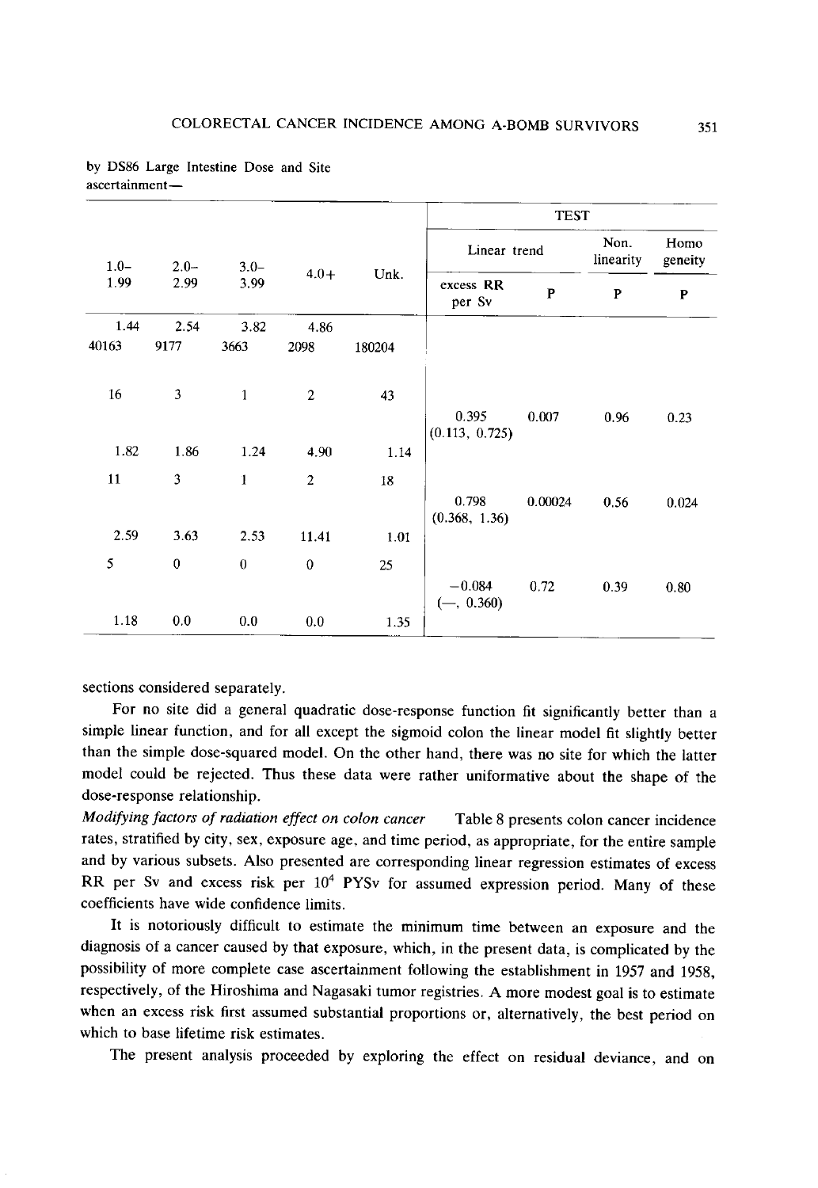by DS86 Large Intestine Dose and Site ascertainment—

| 1.0–1.99 | 2.0–2.99 | 3.0–3.99 | 4.0+ | Unk. | TEST: Linear trend — excess RR per Sv | TEST: Linear trend — P | TEST: Non. linearity — P | TEST: Homo geneity — P |
|---|---|---|---|---|---|---|---|---|
| 1.44 | 2.54 | 3.82 | 4.86 | | | | | |
| 40163 | 9177 | 3663 | 2098 | 180204 | | | | |
| 16 | 3 | 1 | 2 | 43 | | | | |
| | | | | | 0.395 (0.113, 0.725) | 0.007 | 0.96 | 0.23 |
| 1.82 | 1.86 | 1.24 | 4.90 | 1.14 | | | | |
| 11 | 3 | 1 | 2 | 18 | | | | |
| | | | | | 0.798 (0.368, 1.36) | 0.00024 | 0.56 | 0.024 |
| 2.59 | 3.63 | 2.53 | 11.41 | 1.01 | | | | |
| 5 | 0 | 0 | 0 | 25 | | | | |
| | | | | | −0.084 (—, 0.360) | 0.72 | 0.39 | 0.80 |
| 1.18 | 0.0 | 0.0 | 0.0 | 1.35 | | | | |

sections considered separately.

For no site did a general quadratic dose-response function fit significantly better than a simple linear function, and for all except the sigmoid colon the linear model fit slightly better than the simple dose-squared model. On the other hand, there was no site for which the latter model could be rejected. Thus these data were rather uniformative about the shape of the dose-response relationship.

*Modifying factors of radiation effect on colon cancer* Table 8 presents colon cancer incidence rates, stratified by city, sex, exposure age, and time period, as appropriate, for the entire sample and by various subsets. Also presented are corresponding linear regression estimates of excess RR per Sv and excess risk per $10^4$ PYSv for assumed expression period. Many of these coefficients have wide confidence limits.

It is notoriously difficult to estimate the minimum time between an exposure and the diagnosis of a cancer caused by that exposure, which, in the present data, is complicated by the possibility of more complete case ascertainment following the establishment in 1957 and 1958, respectively, of the Hiroshima and Nagasaki tumor registries. A more modest goal is to estimate when an excess risk first assumed substantial proportions or, alternatively, the best period on which to base lifetime risk estimates.

The present analysis proceeded by exploring the effect on residual deviance, and on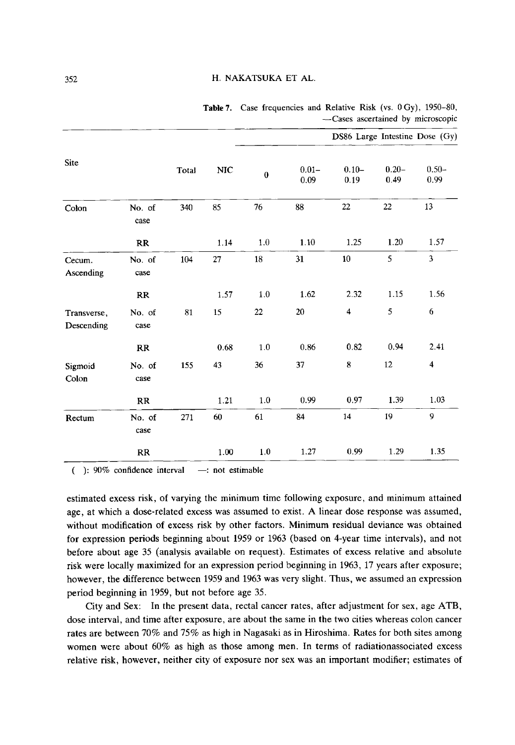**Table 7.** Case frequencies and Relative Risk (vs. 0 Gy), 1950–80, —Cases ascertained by microscopic

| Site | | Total | NIC | DS86 Large Intestine Dose (Gy) | | | | |
|---|---|---|---|---|---|---|---|---|
| | | | | 0 | 0.01–0.09 | 0.10–0.19 | 0.20–0.49 | 0.50–0.99 |
| Colon | No. of case | 340 | 85 | 76 | 88 | 22 | 22 | 13 |
| | RR | | 1.14 | 1.0 | 1.10 | 1.25 | 1.20 | 1.57 |
| Cecum. Ascending | No. of case | 104 | 27 | 18 | 31 | 10 | 5 | 3 |
| | RR | | 1.57 | 1.0 | 1.62 | 2.32 | 1.15 | 1.56 |
| Transverse, Descending | No. of case | 81 | 15 | 22 | 20 | 4 | 5 | 6 |
| | RR | | 0.68 | 1.0 | 0.86 | 0.82 | 0.94 | 2.41 |
| Sigmoid Colon | No. of case | 155 | 43 | 36 | 37 | 8 | 12 | 4 |
| | RR | | 1.21 | 1.0 | 0.99 | 0.97 | 1.39 | 1.03 |
| Rectum | No. of case | 271 | 60 | 61 | 84 | 14 | 19 | 9 |
| | RR | | 1.00 | 1.0 | 1.27 | 0.99 | 1.29 | 1.35 |

( ): 90% confidence interval —: not estimable

estimated excess risk, of varying the minimum time following exposure, and minimum attained age, at which a dose-related excess was assumed to exist. A linear dose response was assumed, without modification of excess risk by other factors. Minimum residual deviance was obtained for expression periods beginning about 1959 or 1963 (based on 4-year time intervals), and not before about age 35 (analysis available on request). Estimates of excess relative and absolute risk were locally maximized for an expression period beginning in 1963, 17 years after exposure; however, the difference between 1959 and 1963 was very slight. Thus, we assumed an expression period beginning in 1959, but not before age 35.

City and Sex: In the present data, rectal cancer rates, after adjustment for sex, age ATB, dose interval, and time after exposure, are about the same in the two cities whereas colon cancer rates are between 70% and 75% as high in Nagasaki as in Hiroshima. Rates for both sites among women were about 60% as high as those among men. In terms of radiationassociated excess relative risk, however, neither city of exposure nor sex was an important modifier; estimates of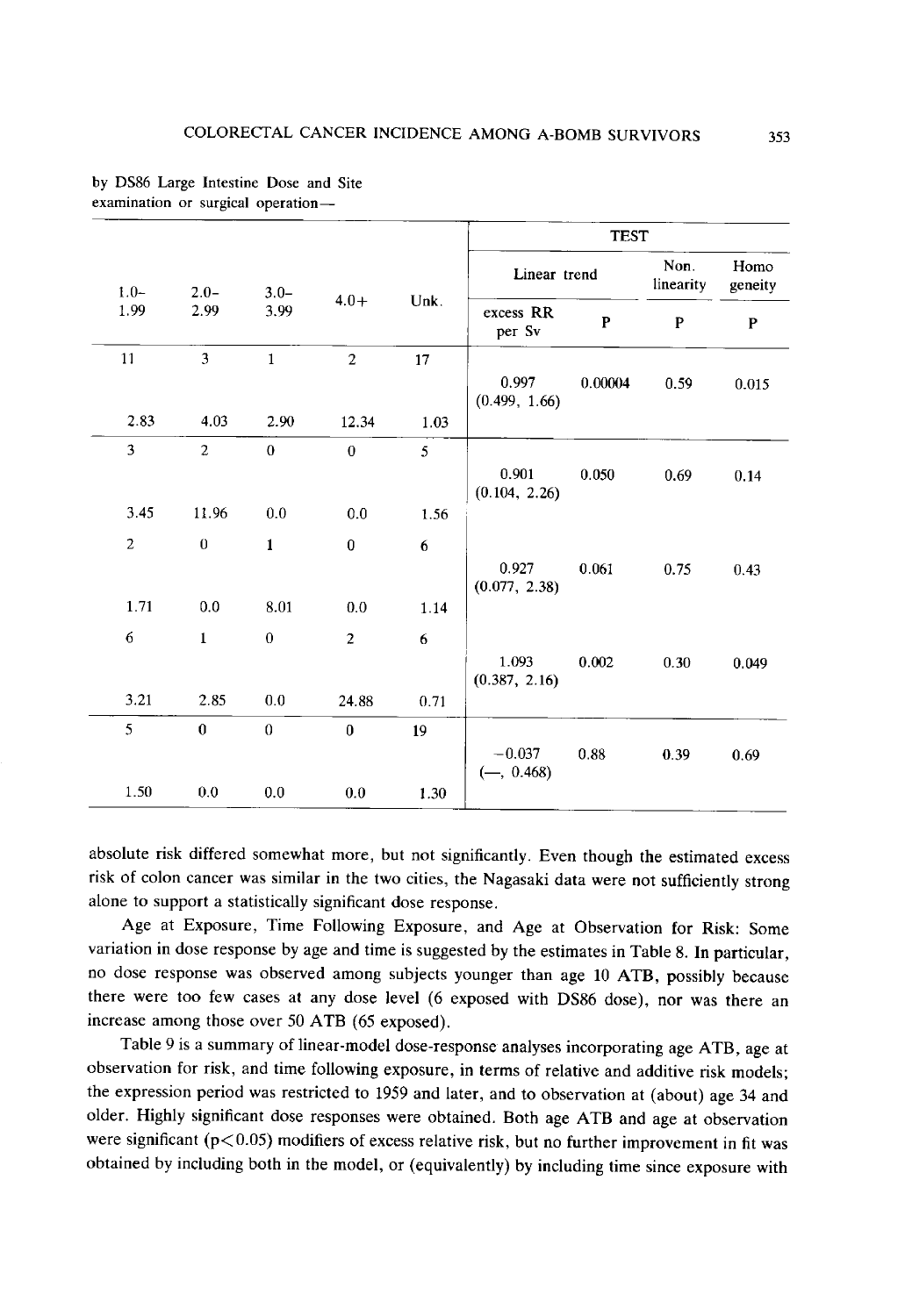by DS86 Large Intestine Dose and Site
examination or surgical operation—

| 1.0–1.99 | 2.0–2.99 | 3.0–3.99 | 4.0+ | Unk. | Linear trend: excess RR per Sv | Linear trend: P | Non. linearity: P | Homo geneity: P |
|---|---|---|---|---|---|---|---|---|
| 11 | 3 | 1 | 2 | 17 | 0.997 (0.499, 1.66) | 0.00004 | 0.59 | 0.015 |
| 2.83 | 4.03 | 2.90 | 12.34 | 1.03 | | | | |
| 3 | 2 | 0 | 0 | 5 | 0.901 (0.104, 2.26) | 0.050 | 0.69 | 0.14 |
| 3.45 | 11.96 | 0.0 | 0.0 | 1.56 | | | | |
| 2 | 0 | 1 | 0 | 6 | 0.927 (0.077, 2.38) | 0.061 | 0.75 | 0.43 |
| 1.71 | 0.0 | 8.01 | 0.0 | 1.14 | | | | |
| 6 | 1 | 0 | 2 | 6 | 1.093 (0.387, 2.16) | 0.002 | 0.30 | 0.049 |
| 3.21 | 2.85 | 0.0 | 24.88 | 0.71 | | | | |
| 5 | 0 | 0 | 0 | 19 | −0.037 (—, 0.468) | 0.88 | 0.39 | 0.69 |
| 1.50 | 0.0 | 0.0 | 0.0 | 1.30 | | | | |

absolute risk differed somewhat more, but not significantly. Even though the estimated excess risk of colon cancer was similar in the two cities, the Nagasaki data were not sufficiently strong alone to support a statistically significant dose response.

Age at Exposure, Time Following Exposure, and Age at Observation for Risk: Some variation in dose response by age and time is suggested by the estimates in Table 8. In particular, no dose response was observed among subjects younger than age 10 ATB, possibly because there were too few cases at any dose level (6 exposed with DS86 dose), nor was there an increase among those over 50 ATB (65 exposed).

Table 9 is a summary of linear-model dose-response analyses incorporating age ATB, age at observation for risk, and time following exposure, in terms of relative and additive risk models; the expression period was restricted to 1959 and later, and to observation at (about) age 34 and older. Highly significant dose responses were obtained. Both age ATB and age at observation were significant ($p<0.05$) modifiers of excess relative risk, but no further improvement in fit was obtained by including both in the model, or (equivalently) by including time since exposure with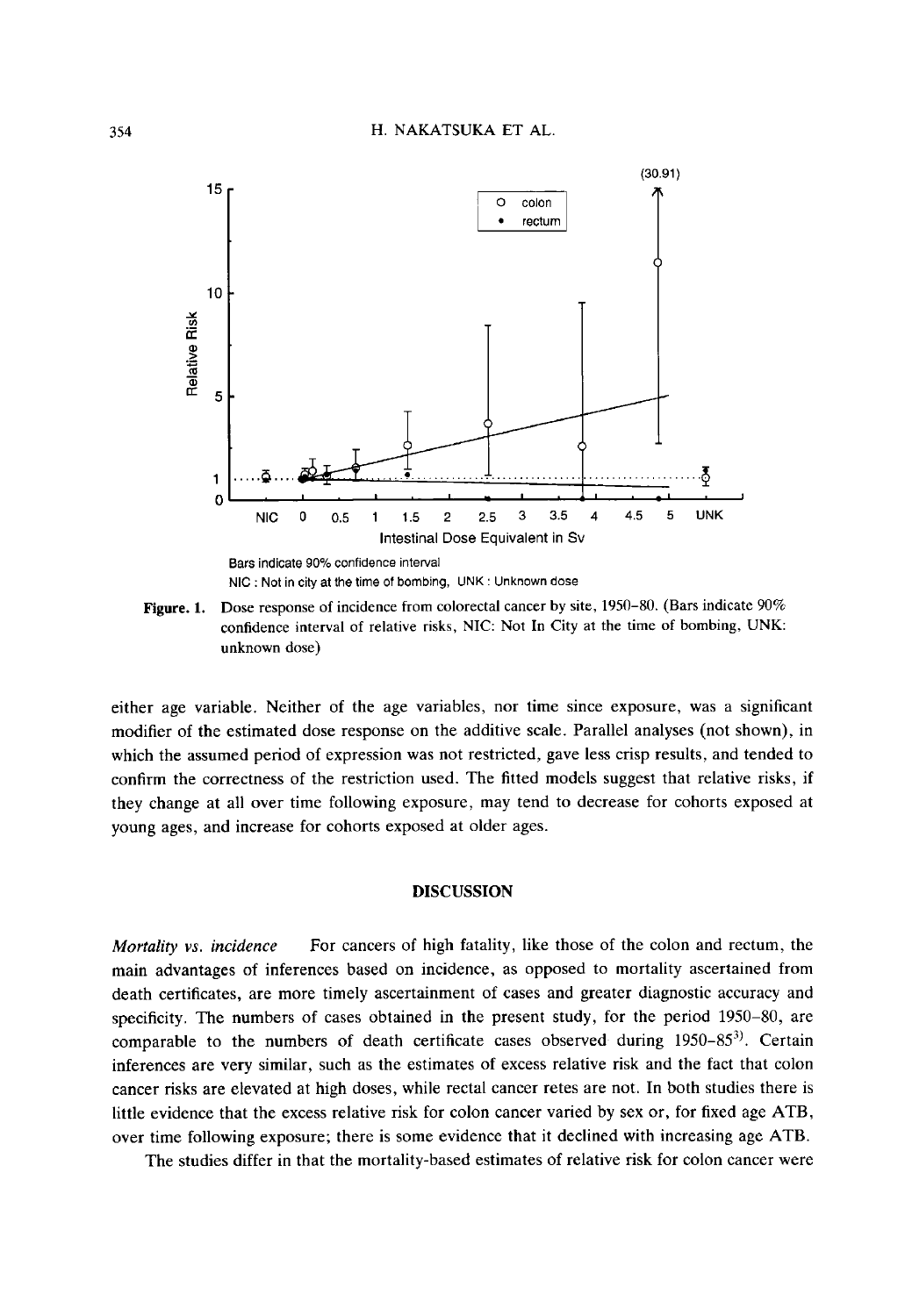**Figure. 1.** Dose response of incidence from colorectal cancer by site, 1950–80. (Bars indicate 90% confidence interval of relative risks, NIC: Not In City at the time of bombing, UNK: unknown dose)

either age variable. Neither of the age variables, nor time since exposure, was a significant modifier of the estimated dose response on the additive scale. Parallel analyses (not shown), in which the assumed period of expression was not restricted, gave less crisp results, and tended to confirm the correctness of the restriction used. The fitted models suggest that relative risks, if they change at all over time following exposure, may tend to decrease for cohorts exposed at young ages, and increase for cohorts exposed at older ages.

## DISCUSSION

*Mortality vs. incidence* For cancers of high fatality, like those of the colon and rectum, the main advantages of inferences based on incidence, as opposed to mortality ascertained from death certificates, are more timely ascertainment of cases and greater diagnostic accuracy and specificity. The numbers of cases obtained in the present study, for the period 1950–80, are comparable to the numbers of death certificate cases observed during 1950–85[3]. Certain inferences are very similar, such as the estimates of excess relative risk and the fact that colon cancer risks are elevated at high doses, while rectal cancer retes are not. In both studies there is little evidence that the excess relative risk for colon cancer varied by sex or, for fixed age ATB, over time following exposure; there is some evidence that it declined with increasing age ATB.

The studies differ in that the mortality-based estimates of relative risk for colon cancer were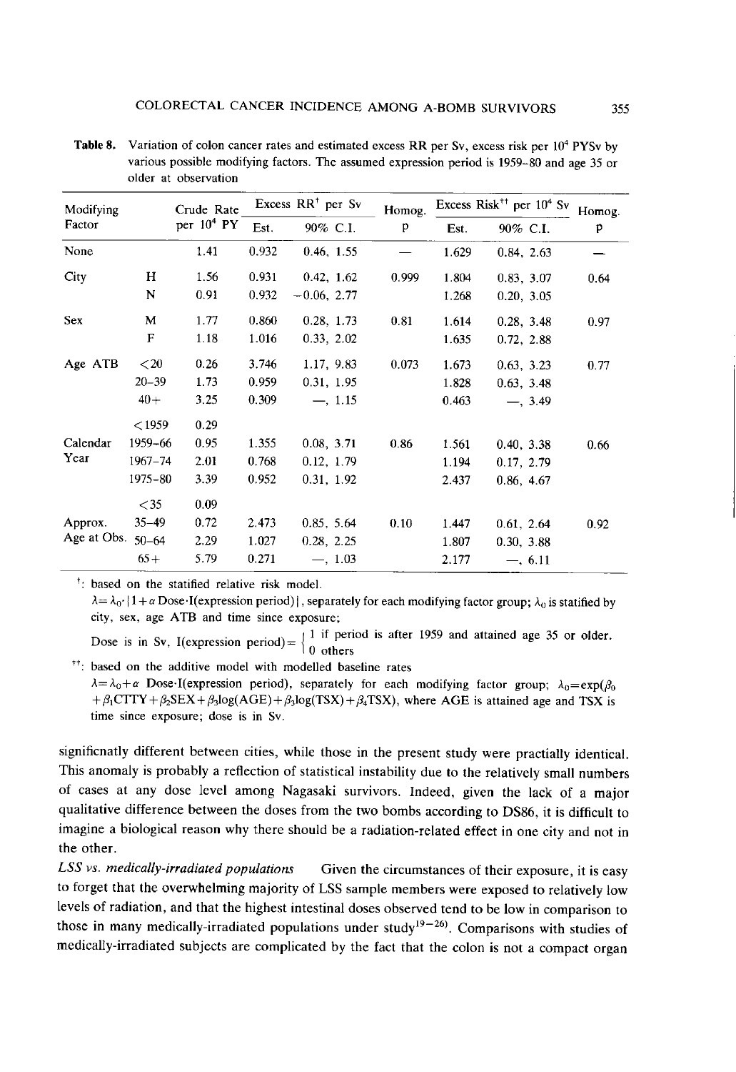**Table 8.** Variation of colon cancer rates and estimated excess RR per Sv, excess risk per $10^4$ PYSv by various possible modifying factors. The assumed expression period is 1959–80 and age 35 or older at observation

| Modifying Factor | | Crude Rate per $10^4$ PY | Excess RR[†] per Sv | | Homog. p | Excess Risk[††] per $10^4$ Sv | | Homog. p |
|---|---|---|---|---|---|---|---|---|
| | | | Est. | 90% C.I. | | Est. | 90% C.I. | |
| None | | 1.41 | 0.932 | 0.46, 1.55 | — | 1.629 | 0.84, 2.63 | — |
| City | H | 1.56 | 0.931 | 0.42, 1.62 | 0.999 | 1.804 | 0.83, 3.07 | 0.64 |
| | N | 0.91 | 0.932 | −0.06, 2.77 | | 1.268 | 0.20, 3.05 | |
| Sex | M | 1.77 | 0.860 | 0.28, 1.73 | 0.81 | 1.614 | 0.28, 3.48 | 0.97 |
| | F | 1.18 | 1.016 | 0.33, 2.02 | | 1.635 | 0.72, 2.88 | |
| Age ATB | <20 | 0.26 | 3.746 | 1.17, 9.83 | 0.073 | 1.673 | 0.63, 3.23 | 0.77 |
| | 20–39 | 1.73 | 0.959 | 0.31, 1.95 | | 1.828 | 0.63, 3.48 | |
| | 40+ | 3.25 | 0.309 | —, 1.15 | | 0.463 | —, 3.49 | |
| Calendar Year | <1959 | 0.29 | | | | | | |
| | 1959–66 | 0.95 | 1.355 | 0.08, 3.71 | 0.86 | 1.561 | 0.40, 3.38 | 0.66 |
| | 1967–74 | 2.01 | 0.768 | 0.12, 1.79 | | 1.194 | 0.17, 2.79 | |
| | 1975–80 | 3.39 | 0.952 | 0.31, 1.92 | | 2.437 | 0.86, 4.67 | |
| Approx. Age at Obs. | <35 | 0.09 | | | | | | |
| | 35–49 | 0.72 | 2.473 | 0.85, 5.64 | 0.10 | 1.447 | 0.61, 2.64 | 0.92 |
| | 50–64 | 2.29 | 1.027 | 0.28, 2.25 | | 1.807 | 0.30, 3.88 | |
| | 65+ | 5.79 | 0.271 | —, 1.03 | | 2.177 | —, 6.11 | |

†: based on the statified relative risk model.
$\lambda = \lambda_0 \cdot [1 + \alpha \,\text{Dose} \cdot \text{I(expression period)}]$, separately for each modifying factor group; $\lambda_0$ is statified by city, sex, age ATB and time since exposure;
Dose is in Sv, $\text{I(expression period)} = \begin{cases} 1 & \text{if period is after 1959 and attained age 35 or older.} \\ 0 & \text{others} \end{cases}$

††: based on the additive model with modelled baseline rates
$\lambda = \lambda_0 + \alpha \,\text{Dose} \cdot \text{I(expression period)}$, separately for each modifying factor group; $\lambda_0 = \exp(\beta_0 + \beta_1 \text{CTTY} + \beta_2 \text{SEX} + \beta_3 \log(\text{AGE}) + \beta_3 \log(\text{TSX}) + \beta_4 \text{TSX})$, where AGE is attained age and TSX is time since exposure; dose is in Sv.

significnatly different between cities, while those in the present study were practially identical. This anomaly is probably a reflection of statistical instability due to the relatively small numbers of cases at any dose level among Nagasaki survivors. Indeed, given the lack of a major qualitative difference between the doses from the two bombs according to DS86, it is difficult to imagine a biological reason why there should be a radiation-related effect in one city and not in the other.

*LSS vs. medically-irradiated populations* Given the circumstances of their exposure, it is easy to forget that the overwhelming majority of LSS sample members were exposed to relatively low levels of radiation, and that the highest intestinal doses observed tend to be low in comparison to those in many medically-irradiated populations under study[19–26]. Comparisons with studies of medically-irradiated subjects are complicated by the fact that the colon is not a compact organ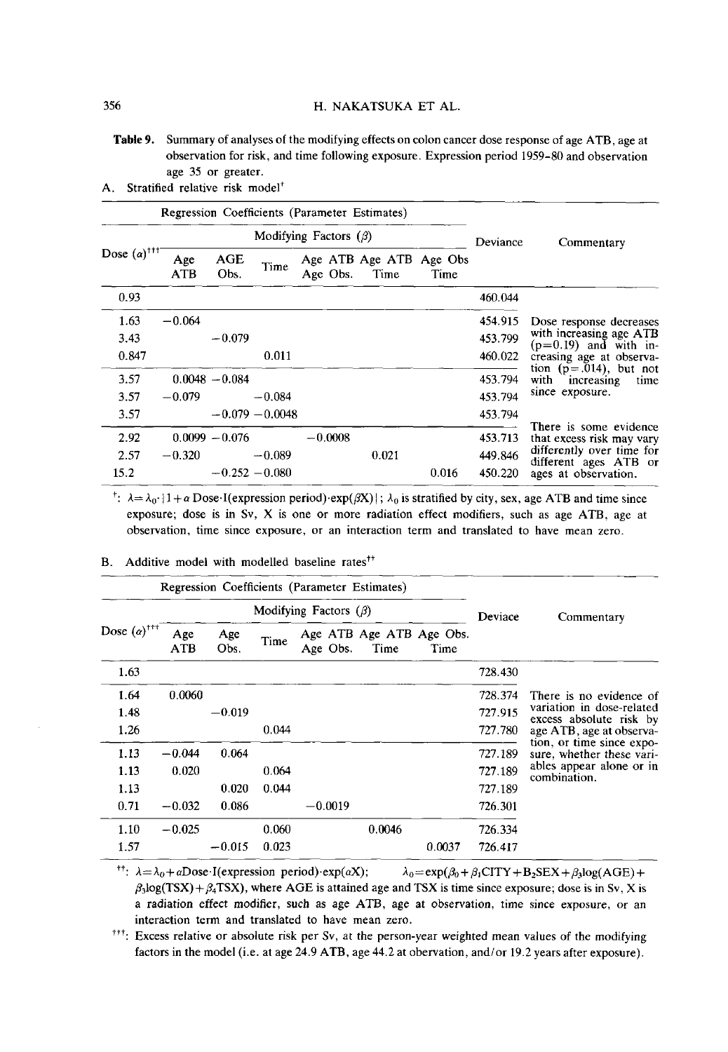**Table 9.** Summary of analyses of the modifying effects on colon cancer dose response of age ATB, age at observation for risk, and time following exposure. Expression period 1959–80 and observation age 35 or greater.

A. Stratified relative risk model[†]

| | Regression Coefficients (Parameter Estimates) | | | | | | Deviance | Commentary |
|---|---|---|---|---|---|---|---|---|
| | Modifying Factors ($\beta$) | | | | | | | |
| Dose ($\alpha$)[†††] | Age ATB | AGE Obs. | Time | Age ATB Age Obs. | Age ATB Time | Age Obs Time | | |
| 0.93 | | | | | | | 460.044 | |
| 1.63 | −0.064 | | | | | | 454.915 | Dose response decreases with increasing age ATB (p=0.19) and with increasing age at observation (p=.014), but not with increasing time since exposure. |
| 3.43 | | −0.079 | | | | | 453.799 | |
| 0.847 | | | 0.011 | | | | 460.022 | |
| 3.57 | 0.0048 | −0.084 | | | | | 453.794 | |
| 3.57 | −0.079 | | −0.084 | | | | 453.794 | |
| 3.57 | | −0.079 | −0.0048 | | | | 453.794 | |
| 2.92 | 0.0099 | −0.076 | | −0.0008 | | | 453.713 | There is some evidence that excess risk may vary differently over time for different ages ATB or ages at observation. |
| 2.57 | −0.320 | | −0.089 | | 0.021 | | 449.846 | |
| 15.2 | | −0.252 | −0.080 | | | 0.016 | 450.220 | |

[†]: $\lambda = \lambda_0 \cdot \{1 + \alpha \text{ Dose} \cdot \text{I(expression period)} \cdot \exp(\beta X)\}$; $\lambda_0$ is stratified by city, sex, age ATB and time since exposure; dose is in Sv, X is one or more radiation effect modifiers, such as age ATB, age at observation, time since exposure, or an interaction term and translated to have mean zero.

B. Additive model with modelled baseline rates[††]

| | Regression Coefficients (Parameter Estimates) | | | | | | Deviace | Commentary |
|---|---|---|---|---|---|---|---|---|
| | Modifying Factors ($\beta$) | | | | | | | |
| Dose ($\alpha$)[†††] | Age ATB | Age Obs. | Time | Age ATB Age Obs. | Age ATB Time | Age Obs. Time | | |
| 1.63 | | | | | | | 728.430 | |
| 1.64 | 0.0060 | | | | | | 728.374 | There is no evidence of variation in dose-related excess absolute risk by age ATB, age at observation, or time since exposure, whether these variables appear alone or in combination. |
| 1.48 | | −0.019 | | | | | 727.915 | |
| 1.26 | | | 0.044 | | | | 727.780 | |
| 1.13 | −0.044 | 0.064 | | | | | 727.189 | |
| 1.13 | 0.020 | | 0.064 | | | | 727.189 | |
| 1.13 | | 0.020 | 0.044 | | | | 727.189 | |
| 0.71 | −0.032 | 0.086 | | −0.0019 | | | 726.301 | |
| 1.10 | −0.025 | | 0.060 | | 0.0046 | | 726.334 | |
| 1.57 | | −0.015 | 0.023 | | | 0.0037 | 726.417 | |

[††]: $\lambda = \lambda_0 + \alpha \text{Dose} \cdot \text{I(expression period)} \cdot \exp(\alpha X)$; $\lambda_0 = \exp(\beta_0 + \beta_1 \text{CITY} + B_2 \text{SEX} + \beta_3 \log(\text{AGE}) + \beta_3 \log(\text{TSX}) + \beta_4 \text{TSX})$, where AGE is attained age and TSX is time since exposure; dose is in Sv, X is a radiation effect modifier, such as age ATB, age at observation, time since exposure, or an interaction term and translated to have mean zero.

[†††]: Excess relative or absolute risk per Sv, at the person-year weighted mean values of the modifying factors in the model (i.e. at age 24.9 ATB, age 44.2 at obervation, and/or 19.2 years after exposure).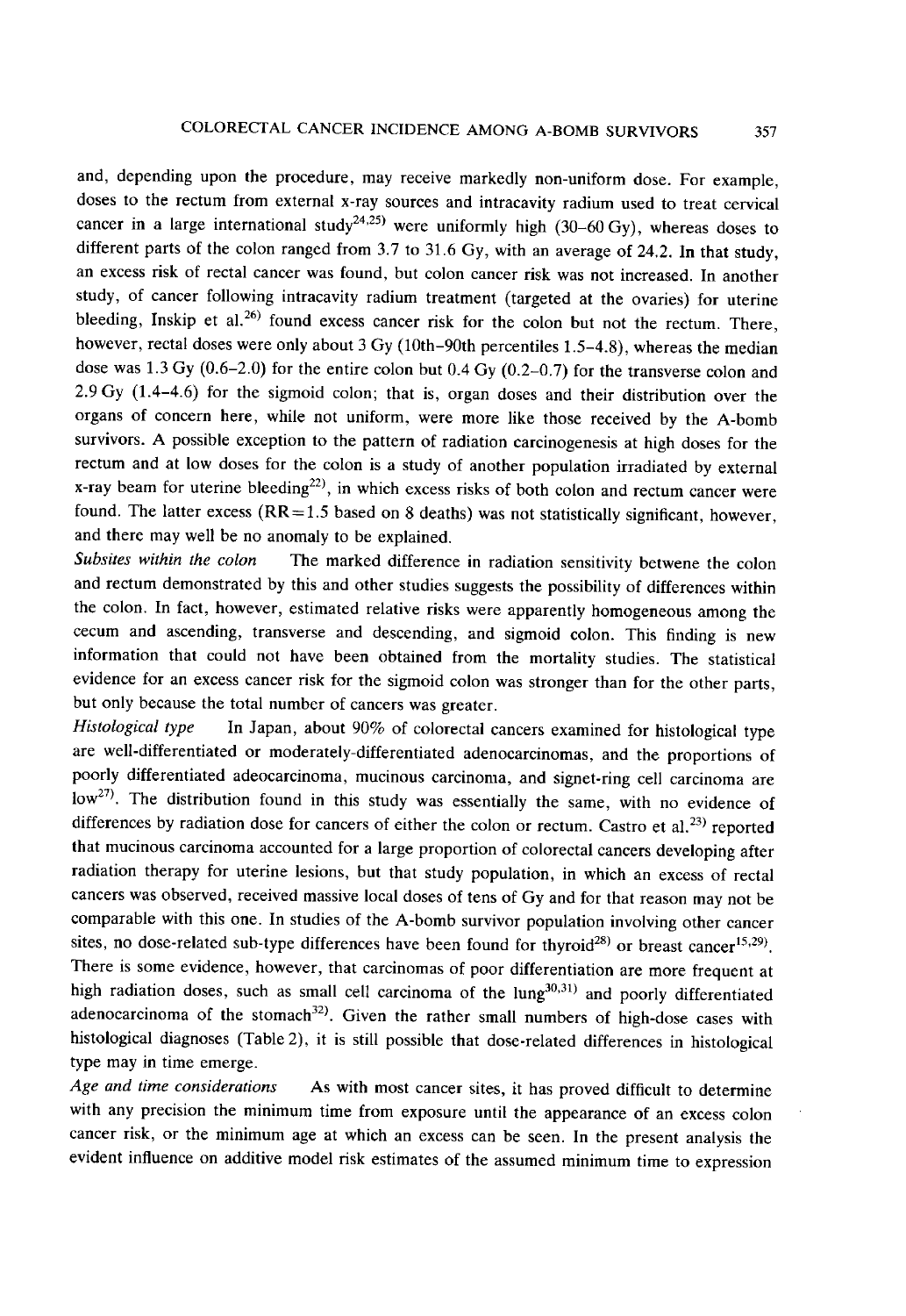and, depending upon the procedure, may receive markedly non-uniform dose. For example, doses to the rectum from external x-ray sources and intracavity radium used to treat cervical cancer in a large international study[24,25] were uniformly high (30–60 Gy), whereas doses to different parts of the colon ranged from 3.7 to 31.6 Gy, with an average of 24.2. In that study, an excess risk of rectal cancer was found, but colon cancer risk was not increased. In another study, of cancer following intracavity radium treatment (targeted at the ovaries) for uterine bleeding, Inskip et al.[26] found excess cancer risk for the colon but not the rectum. There, however, rectal doses were only about 3 Gy (10th–90th percentiles 1.5–4.8), whereas the median dose was 1.3 Gy (0.6–2.0) for the entire colon but 0.4 Gy (0.2–0.7) for the transverse colon and 2.9 Gy (1.4–4.6) for the sigmoid colon; that is, organ doses and their distribution over the organs of concern here, while not uniform, were more like those received by the A-bomb survivors. A possible exception to the pattern of radiation carcinogenesis at high doses for the rectum and at low doses for the colon is a study of another population irradiated by external x-ray beam for uterine bleeding[22], in which excess risks of both colon and rectum cancer were found. The latter excess (RR = 1.5 based on 8 deaths) was not statistically significant, however, and there may well be no anomaly to be explained.

*Subsites within the colon* The marked difference in radiation sensitivity betwene the colon and rectum demonstrated by this and other studies suggests the possibility of differences within the colon. In fact, however, estimated relative risks were apparently homogeneous among the cecum and ascending, transverse and descending, and sigmoid colon. This finding is new information that could not have been obtained from the mortality studies. The statistical evidence for an excess cancer risk for the sigmoid colon was stronger than for the other parts, but only because the total number of cancers was greater.

*Histological type* In Japan, about 90% of colorectal cancers examined for histological type are well-differentiated or moderately-differentiated adenocarcinomas, and the proportions of poorly differentiated adeocarcinoma, mucinous carcinoma, and signet-ring cell carcinoma are low[27]. The distribution found in this study was essentially the same, with no evidence of differences by radiation dose for cancers of either the colon or rectum. Castro et al.[23] reported that mucinous carcinoma accounted for a large proportion of colorectal cancers developing after radiation therapy for uterine lesions, but that study population, in which an excess of rectal cancers was observed, received massive local doses of tens of Gy and for that reason may not be comparable with this one. In studies of the A-bomb survivor population involving other cancer sites, no dose-related sub-type differences have been found for thyroid[28] or breast cancer[15,29]. There is some evidence, however, that carcinomas of poor differentiation are more frequent at high radiation doses, such as small cell carcinoma of the lung[30,31] and poorly differentiated adenocarcinoma of the stomach[32]. Given the rather small numbers of high-dose cases with histological diagnoses (Table 2), it is still possible that dose-related differences in histological type may in time emerge.

*Age and time considerations* As with most cancer sites, it has proved difficult to determine with any precision the minimum time from exposure until the appearance of an excess colon cancer risk, or the minimum age at which an excess can be seen. In the present analysis the evident influence on additive model risk estimates of the assumed minimum time to expression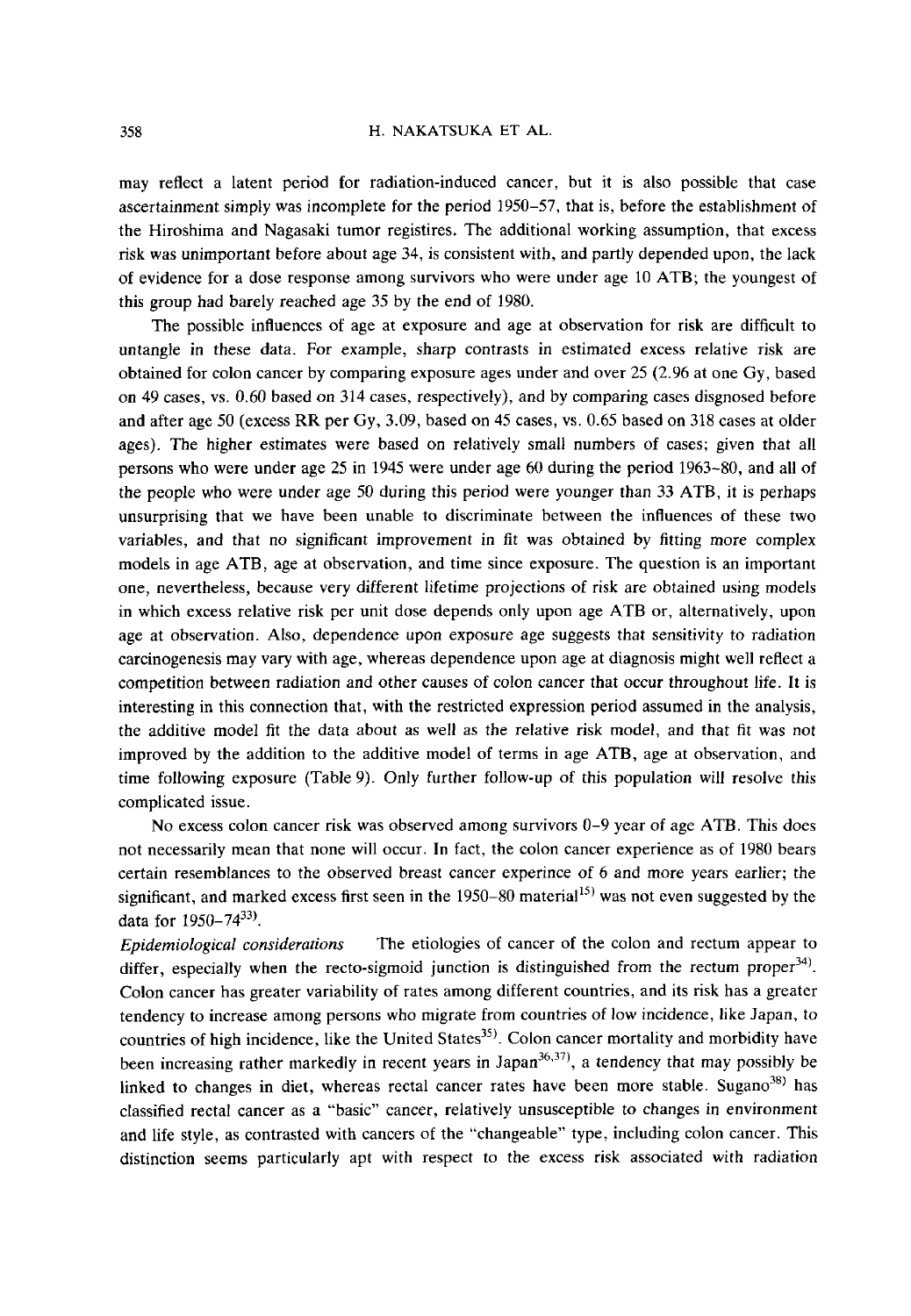may reflect a latent period for radiation-induced cancer, but it is also possible that case ascertainment simply was incomplete for the period 1950–57, that is, before the establishment of the Hiroshima and Nagasaki tumor registires. The additional working assumption, that excess risk was unimportant before about age 34, is consistent with, and partly depended upon, the lack of evidence for a dose response among survivors who were under age 10 ATB; the youngest of this group had barely reached age 35 by the end of 1980.

The possible influences of age at exposure and age at observation for risk are difficult to untangle in these data. For example, sharp contrasts in estimated excess relative risk are obtained for colon cancer by comparing exposure ages under and over 25 (2.96 at one Gy, based on 49 cases, vs. 0.60 based on 314 cases, respectively), and by comparing cases disgnosed before and after age 50 (excess RR per Gy, 3.09, based on 45 cases, vs. 0.65 based on 318 cases at older ages). The higher estimates were based on relatively small numbers of cases; given that all persons who were under age 25 in 1945 were under age 60 during the period 1963–80, and all of the people who were under age 50 during this period were younger than 33 ATB, it is perhaps unsurprising that we have been unable to discriminate between the influences of these two variables, and that no significant improvement in fit was obtained by fitting more complex models in age ATB, age at observation, and time since exposure. The question is an important one, nevertheless, because very different lifetime projections of risk are obtained using models in which excess relative risk per unit dose depends only upon age ATB or, alternatively, upon age at observation. Also, dependence upon exposure age suggests that sensitivity to radiation carcinogenesis may vary with age, whereas dependence upon age at diagnosis might well reflect a competition between radiation and other causes of colon cancer that occur throughout life. It is interesting in this connection that, with the restricted expression period assumed in the analysis, the additive model fit the data about as well as the relative risk model, and that fit was not improved by the addition to the additive model of terms in age ATB, age at observation, and time following exposure (Table 9). Only further follow-up of this population will resolve this complicated issue.

No excess colon cancer risk was observed among survivors 0–9 year of age ATB. This does not necessarily mean that none will occur. In fact, the colon cancer experience as of 1980 bears certain resemblances to the observed breast cancer experince of 6 and more years earlier; the significant, and marked excess first seen in the 1950–80 material[15] was not even suggested by the data for 1950–74[33].

*Epidemiological considerations* The etiologies of cancer of the colon and rectum appear to differ, especially when the recto-sigmoid junction is distinguished from the rectum proper[34]. Colon cancer has greater variability of rates among different countries, and its risk has a greater tendency to increase among persons who migrate from countries of low incidence, like Japan, to countries of high incidence, like the United States[35]. Colon cancer mortality and morbidity have been increasing rather markedly in recent years in Japan[36,37], a tendency that may possibly be linked to changes in diet, whereas rectal cancer rates have been more stable. Sugano[38] has classified rectal cancer as a "basic" cancer, relatively unsusceptible to changes in environment and life style, as contrasted with cancers of the "changeable" type, including colon cancer. This distinction seems particularly apt with respect to the excess risk associated with radiation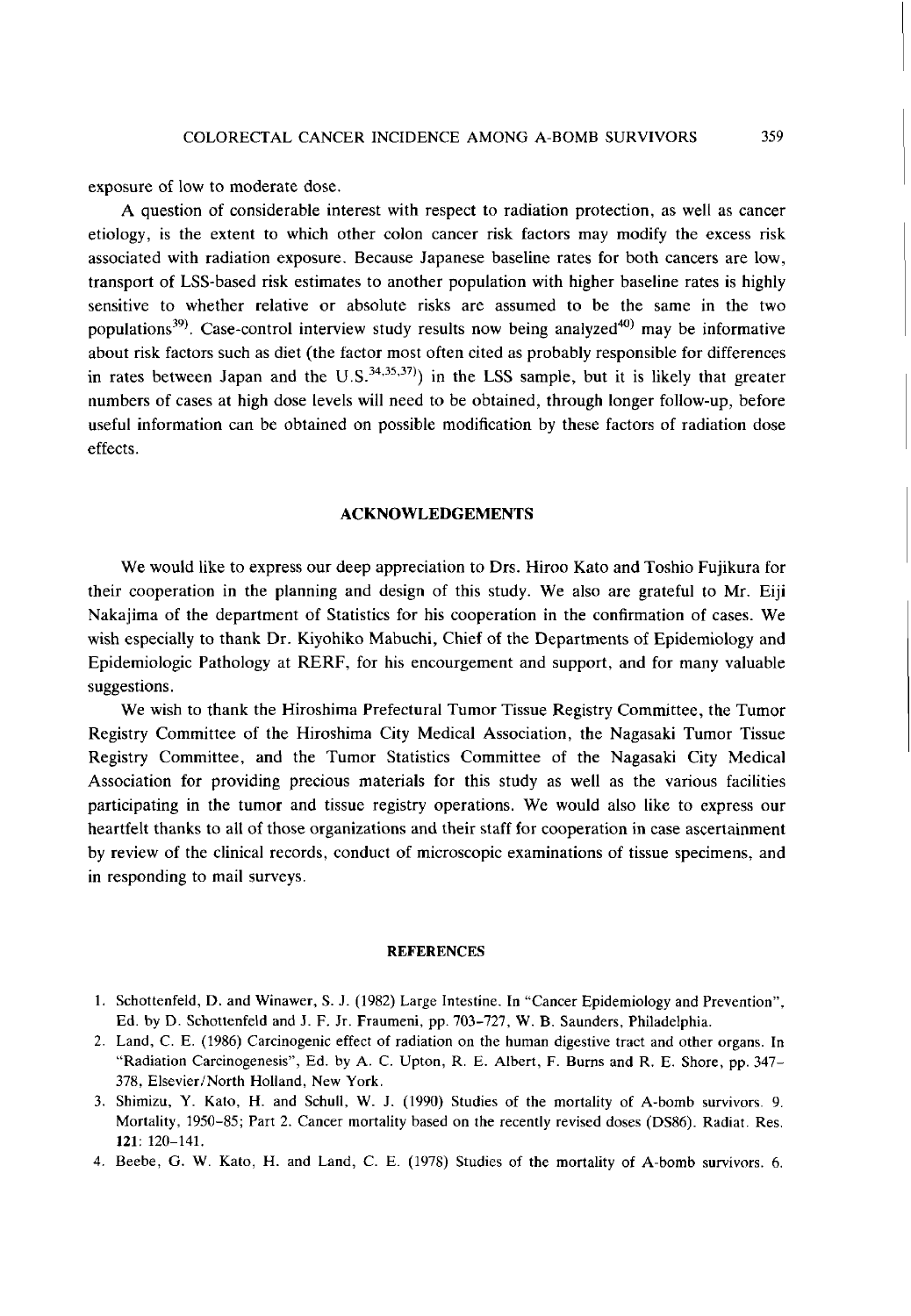exposure of low to moderate dose.

A question of considerable interest with respect to radiation protection, as well as cancer etiology, is the extent to which other colon cancer risk factors may modify the excess risk associated with radiation exposure. Because Japanese baseline rates for both cancers are low, transport of LSS-based risk estimates to another population with higher baseline rates is highly sensitive to whether relative or absolute risks are assumed to be the same in the two populations[39]. Case-control interview study results now being analyzed[40] may be informative about risk factors such as diet (the factor most often cited as probably responsible for differences in rates between Japan and the U.S.[34,35,37]) in the LSS sample, but it is likely that greater numbers of cases at high dose levels will need to be obtained, through longer follow-up, before useful information can be obtained on possible modification by these factors of radiation dose effects.

## ACKNOWLEDGEMENTS

We would like to express our deep appreciation to Drs. Hiroo Kato and Toshio Fujikura for their cooperation in the planning and design of this study. We also are grateful to Mr. Eiji Nakajima of the department of Statistics for his cooperation in the confirmation of cases. We wish especially to thank Dr. Kiyohiko Mabuchi, Chief of the Departments of Epidemiology and Epidemiologic Pathology at RERF, for his encourgement and support, and for many valuable suggestions.

We wish to thank the Hiroshima Prefectural Tumor Tissue Registry Committee, the Tumor Registry Committee of the Hiroshima City Medical Association, the Nagasaki Tumor Tissue Registry Committee, and the Tumor Statistics Committee of the Nagasaki City Medical Association for providing precious materials for this study as well as the various facilities participating in the tumor and tissue registry operations. We would also like to express our heartfelt thanks to all of those organizations and their staff for cooperation in case ascertainment by review of the clinical records, conduct of microscopic examinations of tissue specimens, and in responding to mail surveys.

## REFERENCES

1. Schottenfeld, D. and Winawer, S. J. (1982) Large Intestine. In "Cancer Epidemiology and Prevention", Ed. by D. Schottenfeld and J. F. Jr. Fraumeni, pp. 703–727, W. B. Saunders, Philadelphia.
2. Land, C. E. (1986) Carcinogenic effect of radiation on the human digestive tract and other organs. In "Radiation Carcinogenesis", Ed. by A. C. Upton, R. E. Albert, F. Burns and R. E. Shore, pp. 347–378, Elsevier/North Holland, New York.
3. Shimizu, Y. Kato, H. and Schull, W. J. (1990) Studies of the mortality of A-bomb survivors. 9. Mortality, 1950–85; Part 2. Cancer mortality based on the recently revised doses (DS86). Radiat. Res. **121**: 120–141.
4. Beebe, G. W. Kato, H. and Land, C. E. (1978) Studies of the mortality of A-bomb survivors. 6.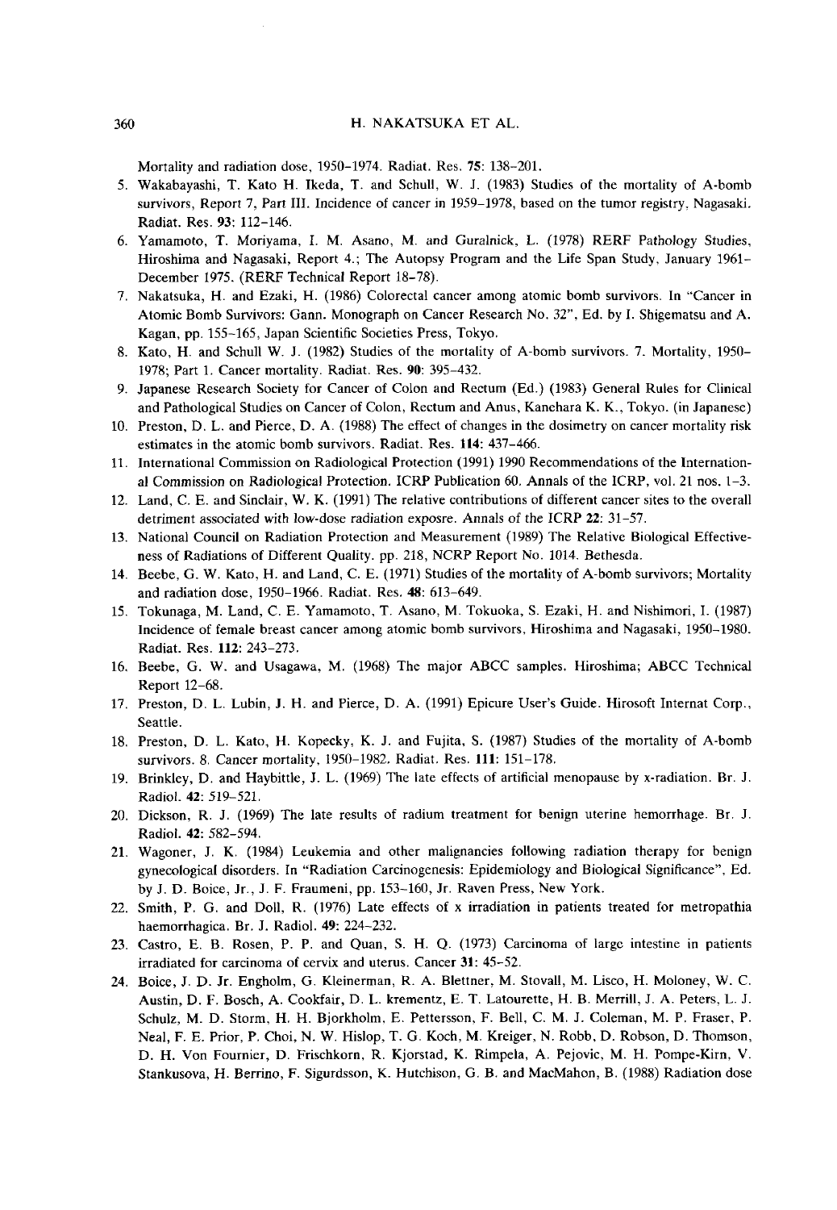Mortality and radiation dose, 1950–1974. Radiat. Res. **75**: 138–201.

5. Wakabayashi, T. Kato H. Ikeda, T. and Schull, W. J. (1983) Studies of the mortality of A-bomb survivors, Report 7, Part III. Incidence of cancer in 1959–1978, based on the tumor registry, Nagasaki. Radiat. Res. **93**: 112–146.
6. Yamamoto, T. Moriyama, I. M. Asano, M. and Guralnick, L. (1978) RERF Pathology Studies, Hiroshima and Nagasaki, Report 4.; The Autopsy Program and the Life Span Study, January 1961–December 1975. (RERF Technical Report 18–78).
7. Nakatsuka, H. and Ezaki, H. (1986) Colorectal cancer among atomic bomb survivors. In "Cancer in Atomic Bomb Survivors: Gann. Monograph on Cancer Research No. 32", Ed. by I. Shigematsu and A. Kagan, pp. 155–165, Japan Scientific Societies Press, Tokyo.
8. Kato, H. and Schull W. J. (1982) Studies of the mortality of A-bomb survivors. 7. Mortality, 1950–1978; Part 1. Cancer mortality. Radiat. Res. **90**: 395–432.
9. Japanese Research Society for Cancer of Colon and Rectum (Ed.) (1983) General Rules for Clinical and Pathological Studies on Cancer of Colon, Rectum and Anus, Kanehara K. K., Tokyo. (in Japanese)
10. Preston, D. L. and Pierce, D. A. (1988) The effect of changes in the dosimetry on cancer mortality risk estimates in the atomic bomb survivors. Radiat. Res. **114**: 437–466.
11. International Commission on Radiological Protection (1991) 1990 Recommendations of the International Commission on Radiological Protection. ICRP Publication 60. Annals of the ICRP, vol. 21 nos. 1–3.
12. Land, C. E. and Sinclair, W. K. (1991) The relative contributions of different cancer sites to the overall detriment associated with low-dose radiation exposre. Annals of the ICRP **22**: 31–57.
13. National Council on Radiation Protection and Measurement (1989) The Relative Biological Effectiveness of Radiations of Different Quality. pp. 218, NCRP Report No. 1014. Bethesda.
14. Beebe, G. W. Kato, H. and Land, C. E. (1971) Studies of the mortality of A-bomb survivors; Mortality and radiation dose, 1950–1966. Radiat. Res. **48**: 613–649.
15. Tokunaga, M. Land, C. E. Yamamoto, T. Asano, M. Tokuoka, S. Ezaki, H. and Nishimori, I. (1987) Incidence of female breast cancer among atomic bomb survivors, Hiroshima and Nagasaki, 1950–1980. Radiat. Res. **112**: 243–273.
16. Beebe, G. W. and Usagawa, M. (1968) The major ABCC samples. Hiroshima; ABCC Technical Report 12–68.
17. Preston, D. L. Lubin, J. H. and Pierce, D. A. (1991) Epicure User's Guide. Hirosoft Internat Corp., Seattle.
18. Preston, D. L. Kato, H. Kopecky, K. J. and Fujita, S. (1987) Studies of the mortality of A-bomb survivors. 8. Cancer mortality, 1950–1982. Radiat. Res. **111**: 151–178.
19. Brinkley, D. and Haybittle, J. L. (1969) The late effects of artificial menopause by x-radiation. Br. J. Radiol. **42**: 519–521.
20. Dickson, R. J. (1969) The late results of radium treatment for benign uterine hemorrhage. Br. J. Radiol. **42**: 582–594.
21. Wagoner, J. K. (1984) Leukemia and other malignancies following radiation therapy for benign gynecological disorders. In "Radiation Carcinogenesis: Epidemiology and Biological Significance", Ed. by J. D. Boice, Jr., J. F. Fraumeni, pp. 153–160, Jr. Raven Press, New York.
22. Smith, P. G. and Doll, R. (1976) Late effects of x irradiation in patients treated for metropathia haemorrhagica. Br. J. Radiol. **49**: 224–232.
23. Castro, E. B. Rosen, P. P. and Quan, S. H. Q. (1973) Carcinoma of large intestine in patients irradiated for carcinoma of cervix and uterus. Cancer **31**: 45–52.
24. Boice, J. D. Jr. Engholm, G. Kleinerman, R. A. Blettner, M. Stovall, M. Lisco, H. Moloney, W. C. Austin, D. F. Bosch, A. Cookfair, D. L. krementz, E. T. Latourette, H. B. Merrill, J. A. Peters, L. J. Schulz, M. D. Storm, H. H. Bjorkholm, E. Pettersson, F. Bell, C. M. J. Coleman, M. P. Fraser, P. Neal, F. E. Prior, P. Choi, N. W. Hislop, T. G. Koch, M. Kreiger, N. Robb, D. Robson, D. Thomson, D. H. Von Fournier, D. Frischkorn, R. Kjorstad, K. Rimpela, A. Pejovic, M. H. Pompe-Kirn, V. Stankusova, H. Berrino, F. Sigurdsson, K. Hutchison, G. B. and MacMahon, B. (1988) Radiation dose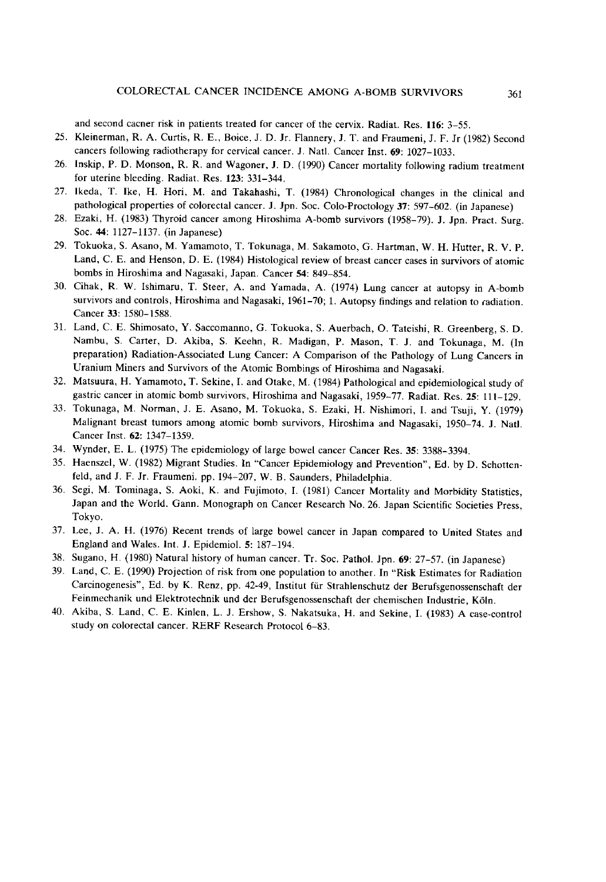and second cacner risk in patients treated for cancer of the cervix. Radiat. Res. **116**: 3–55.

25. Kleinerman, R. A. Curtis, R. E., Boice, J. D. Jr. Flannery, J. T. and Fraumeni, J. F. Jr (1982) Second cancers following radiotherapy for cervical cancer. J. Natl. Cancer Inst. **69**: 1027–1033.
26. Inskip, P. D. Monson, R. R. and Wagoner, J. D. (1990) Cancer mortality following radium treatment for uterine bleeding. Radiat. Res. **123**: 331–344.
27. Ikeda, T. Ike, H. Hori, M. and Takahashi, T. (1984) Chronological changes in the clinical and pathological properties of colorectal cancer. J. Jpn. Soc. Colo-Proctology **37**: 597–602. (in Japanese)
28. Ezaki, H. (1983) Thyroid cancer among Hiroshima A-bomb survivors (1958–79). J. Jpn. Pract. Surg. Soc. **44**: 1127–1137. (in Japanese)
29. Tokuoka, S. Asano, M. Yamamoto, T. Tokunaga, M. Sakamoto, G. Hartman, W. H. Hutter, R. V. P. Land, C. E. and Henson, D. E. (1984) Histological review of breast cancer cases in survivors of atomic bombs in Hiroshima and Nagasaki, Japan. Cancer **54**: 849–854.
30. Cihak, R. W. Ishimaru, T. Steer, A. and Yamada, A. (1974) Lung cancer at autopsy in A-bomb survivors and controls, Hiroshima and Nagasaki, 1961–70; 1. Autopsy findings and relation to radiation. Cancer **33**: 1580–1588.
31. Land, C. E. Shimosato, Y. Saccomanno, G. Tokuoka, S. Auerbach, O. Tateishi, R. Greenberg, S. D. Nambu, S. Carter, D. Akiba, S. Keehn, R. Madigan, P. Mason, T. J. and Tokunaga, M. (In preparation) Radiation-Associated Lung Cancer: A Comparison of the Pathology of Lung Cancers in Uranium Miners and Survivors of the Atomic Bombings of Hiroshima and Nagasaki.
32. Matsuura, H. Yamamoto, T. Sekine, I. and Otake, M. (1984) Pathological and epidemiological study of gastric cancer in atomic bomb survivors, Hiroshima and Nagasaki, 1959–77. Radiat. Res. **25**: 111–129.
33. Tokunaga, M. Norman, J. E. Asano, M. Tokuoka, S. Ezaki, H. Nishimori, I. and Tsuji, Y. (1979) Malignant breast tumors among atomic bomb survivors, Hiroshima and Nagasaki, 1950–74. J. Natl. Cancer Inst. **62**: 1347–1359.
34. Wynder, E. L. (1975) The epidemiology of large bowel cancer Cancer Res. **35**: 3388–3394.
35. Haenszel, W. (1982) Migrant Studies. In "Cancer Epidemiology and Prevention", Ed. by D. Schottenfeld, and J. F. Jr. Fraumeni. pp. 194–207, W. B. Saunders, Philadelphia.
36. Segi, M. Tominaga, S. Aoki, K. and Fujimoto, I. (1981) Cancer Mortality and Morbidity Statistics, Japan and the World. Gann. Monograph on Cancer Research No. 26. Japan Scientific Societies Press, Tokyo.
37. Lee, J. A. H. (1976) Recent trends of large bowel cancer in Japan compared to United States and England and Wales. Int. J. Epidemiol. **5**: 187–194.
38. Sugano, H. (1980) Natural history of human cancer. Tr. Soc. Pathol. Jpn. **69**: 27–57. (in Japanese)
39. Land, C. E. (1990) Projection of risk from one population to another. In "Risk Estimates for Radiation Carcinogenesis", Ed. by K. Renz, pp. 42-49, Institut für Strahlenschutz der Berufsgenossenschaft der Feinmechanik und Elektrotechnik und der Berufsgenossenschaft der chemischen Industrie, Köln.
40. Akiba, S. Land, C. E. Kinlen, L. J. Ershow, S. Nakatsuka, H. and Sekine, I. (1983) A case-control study on colorectal cancer. RERF Research Protocol 6–83.